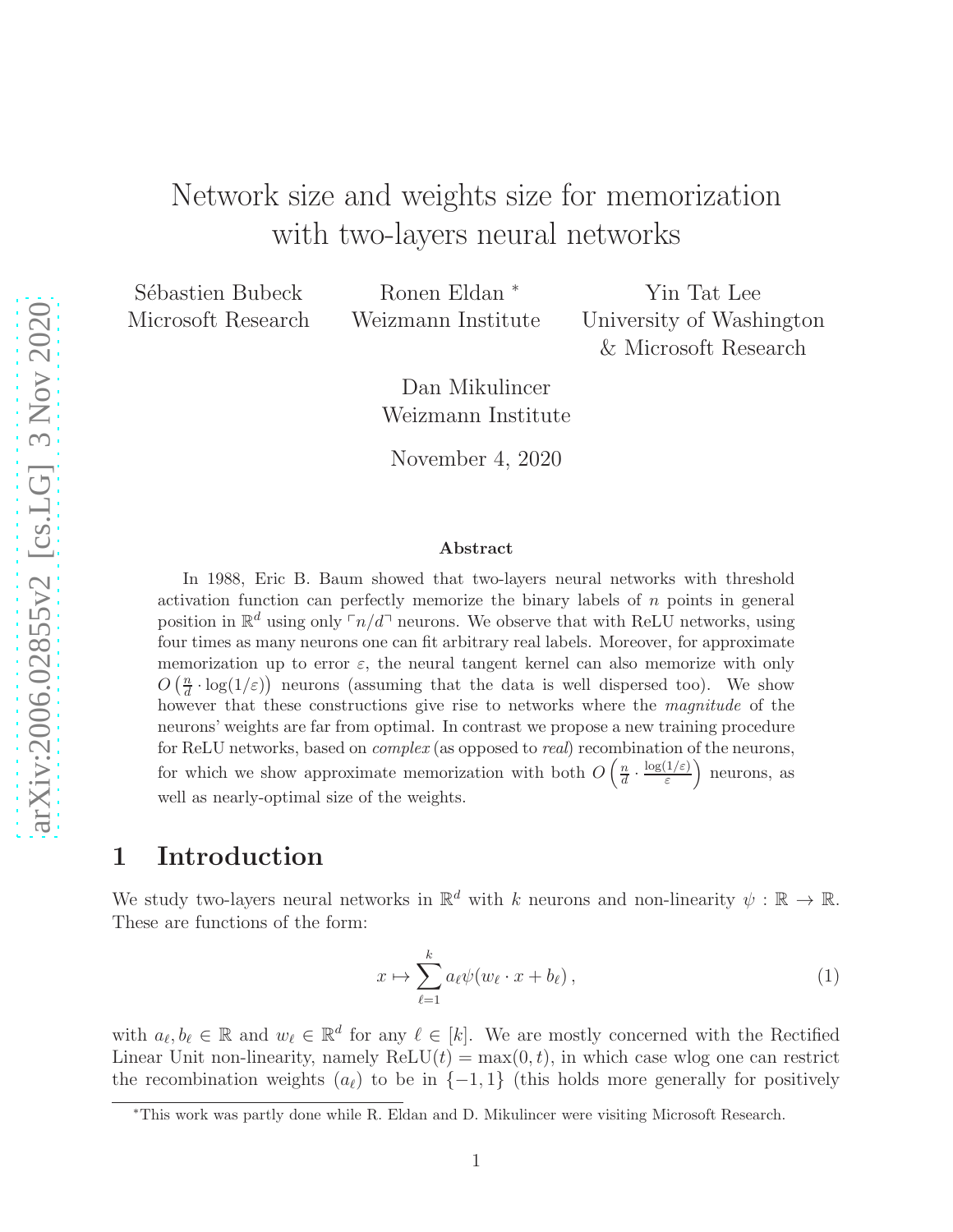# Network size and weights size for memorization with two-layers neural networks

Sébastien Bubeck
Microsoft Research

Ronen Eldan [*]
Weizmann Institute

Yin Tat Lee
University of Washington & Microsoft Research

Dan Mikulincer
Weizmann Institute

November 4, 2020

### Abstract

In 1988, Eric B. Baum showed that two-layers neural networks with threshold activation function can perfectly memorize the binary labels of $n$ points in general position in $\mathbb{R}^d$ using only $\ulcorner n/d \urcorner$ neurons. We observe that with ReLU networks, using four times as many neurons one can fit arbitrary real labels. Moreover, for approximate memorization up to error $\varepsilon$, the neural tangent kernel can also memorize with only $O\left(\frac{n}{d} \cdot \log(1/\varepsilon)\right)$ neurons (assuming that the data is well dispersed too). We show however that these constructions give rise to networks where the *magnitude* of the neurons' weights are far from optimal. In contrast we propose a new training procedure for ReLU networks, based on *complex* (as opposed to *real*) recombination of the neurons, for which we show approximate memorization with both $O\left(\frac{n}{d} \cdot \frac{\log(1/\varepsilon)}{\varepsilon}\right)$ neurons, as well as nearly-optimal size of the weights.

## 1 Introduction

We study two-layers neural networks in $\mathbb{R}^d$ with $k$ neurons and non-linearity $\psi : \mathbb{R} \to \mathbb{R}$. These are functions of the form:

$$x \mapsto \sum_{\ell=1}^{k} a_\ell \psi(w_\ell \cdot x + b_\ell), \tag{1}$$

with $a_\ell, b_\ell \in \mathbb{R}$ and $w_\ell \in \mathbb{R}^d$ for any $\ell \in [k]$. We are mostly concerned with the Rectified Linear Unit non-linearity, namely $\mathrm{ReLU}(t) = \max(0, t)$, in which case wlog one can restrict the recombination weights $(a_\ell)$ to be in $\{-1, 1\}$ (this holds more generally for positively

[*] This work was partly done while R. Eldan and D. Mikulincer were visiting Microsoft Research.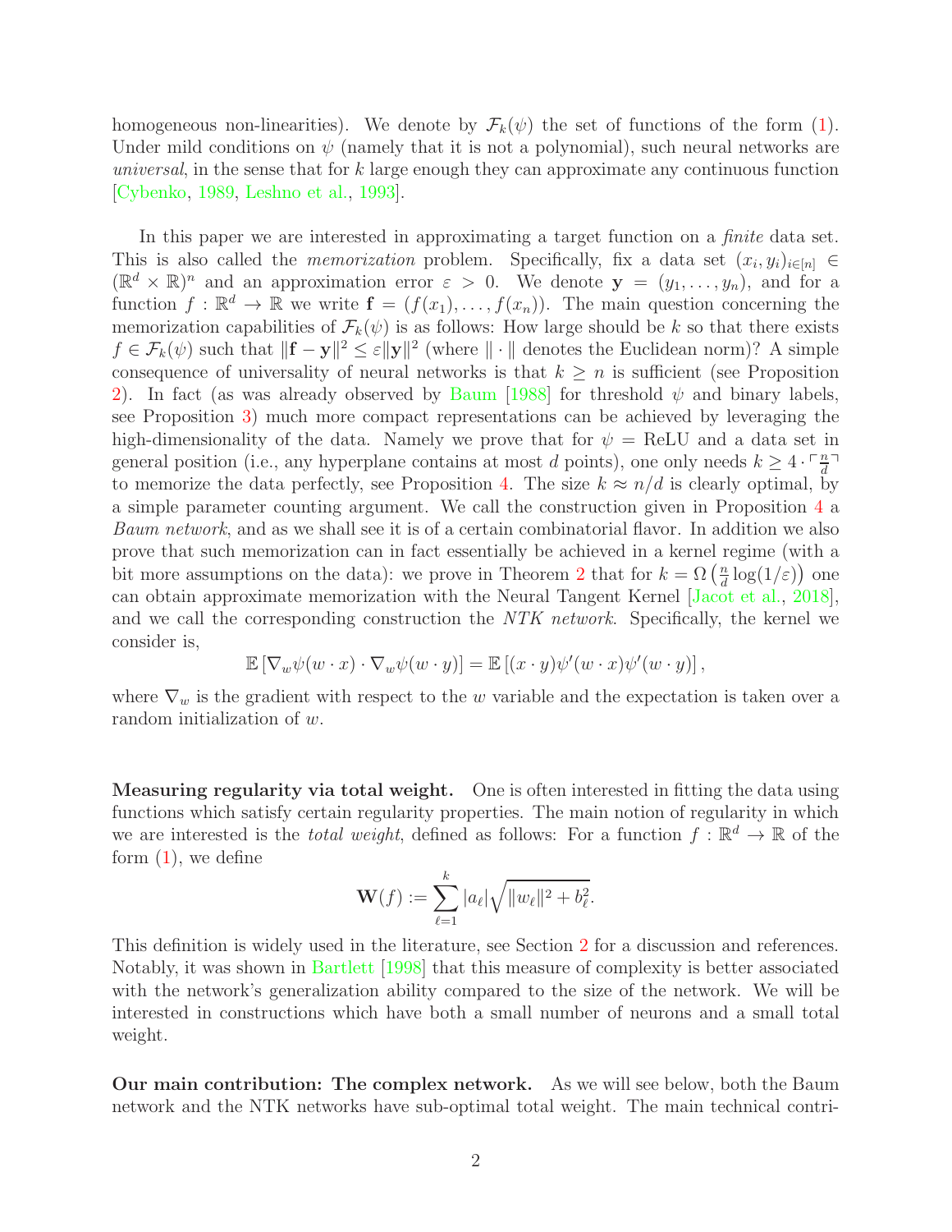homogeneous non-linearities). We denote by $\mathcal{F}_k(\psi)$ the set of functions of the form (1). Under mild conditions on $\psi$ (namely that it is not a polynomial), such neural networks are *universal*, in the sense that for $k$ large enough they can approximate any continuous function [Cybenko, 1989, Leshno et al., 1993].

In this paper we are interested in approximating a target function on a *finite* data set. This is also called the *memorization* problem. Specifically, fix a data set $(x_i, y_i)_{i\in[n]} \in (\mathbb{R}^d \times \mathbb{R})^n$ and an approximation error $\varepsilon > 0$. We denote $\mathbf{y} = (y_1, \ldots, y_n)$, and for a function $f : \mathbb{R}^d \to \mathbb{R}$ we write $\mathbf{f} = (f(x_1), \ldots, f(x_n))$. The main question concerning the memorization capabilities of $\mathcal{F}_k(\psi)$ is as follows: How large should be $k$ so that there exists $f \in \mathcal{F}_k(\psi)$ such that $\|\mathbf{f} - \mathbf{y}\|^2 \le \varepsilon \|\mathbf{y}\|^2$ (where $\|\cdot\|$ denotes the Euclidean norm)? A simple consequence of universality of neural networks is that $k \ge n$ is sufficient (see Proposition 2). In fact (as was already observed by Baum [1988] for threshold $\psi$ and binary labels, see Proposition 3) much more compact representations can be achieved by leveraging the high-dimensionality of the data. Namely we prove that for $\psi = \mathrm{ReLU}$ and a data set in general position (i.e., any hyperplane contains at most $d$ points), one only needs $k \ge 4 \cdot \lceil \frac{n}{d} \rceil$ to memorize the data perfectly, see Proposition 4. The size $k \approx n/d$ is clearly optimal, by a simple parameter counting argument. We call the construction given in Proposition 4 a *Baum network*, and as we shall see it is of a certain combinatorial flavor. In addition we also prove that such memorization can in fact essentially be achieved in a kernel regime (with a bit more assumptions on the data): we prove in Theorem 2 that for $k = \Omega\left(\frac{n}{d}\log(1/\varepsilon)\right)$ one can obtain approximate memorization with the Neural Tangent Kernel [Jacot et al., 2018], and we call the corresponding construction the *NTK network*. Specifically, the kernel we consider is,

$$\mathbb{E}\left[\nabla_w \psi(w \cdot x) \cdot \nabla_w \psi(w \cdot y)\right] = \mathbb{E}\left[(x \cdot y)\psi'(w \cdot x)\psi'(w \cdot y)\right],$$

where $\nabla_w$ is the gradient with respect to the $w$ variable and the expectation is taken over a random initialization of $w$.

**Measuring regularity via total weight.** One is often interested in fitting the data using functions which satisfy certain regularity properties. The main notion of regularity in which we are interested is the *total weight*, defined as follows: For a function $f : \mathbb{R}^d \to \mathbb{R}$ of the form (1), we define

$$\mathbf{W}(f) := \sum_{\ell=1}^{k} |a_\ell| \sqrt{\|w_\ell\|^2 + b_\ell^2}.$$

This definition is widely used in the literature, see Section 2 for a discussion and references. Notably, it was shown in Bartlett [1998] that this measure of complexity is better associated with the network's generalization ability compared to the size of the network. We will be interested in constructions which have both a small number of neurons and a small total weight.

**Our main contribution: The complex network.** As we will see below, both the Baum network and the NTK networks have sub-optimal total weight. The main technical contri-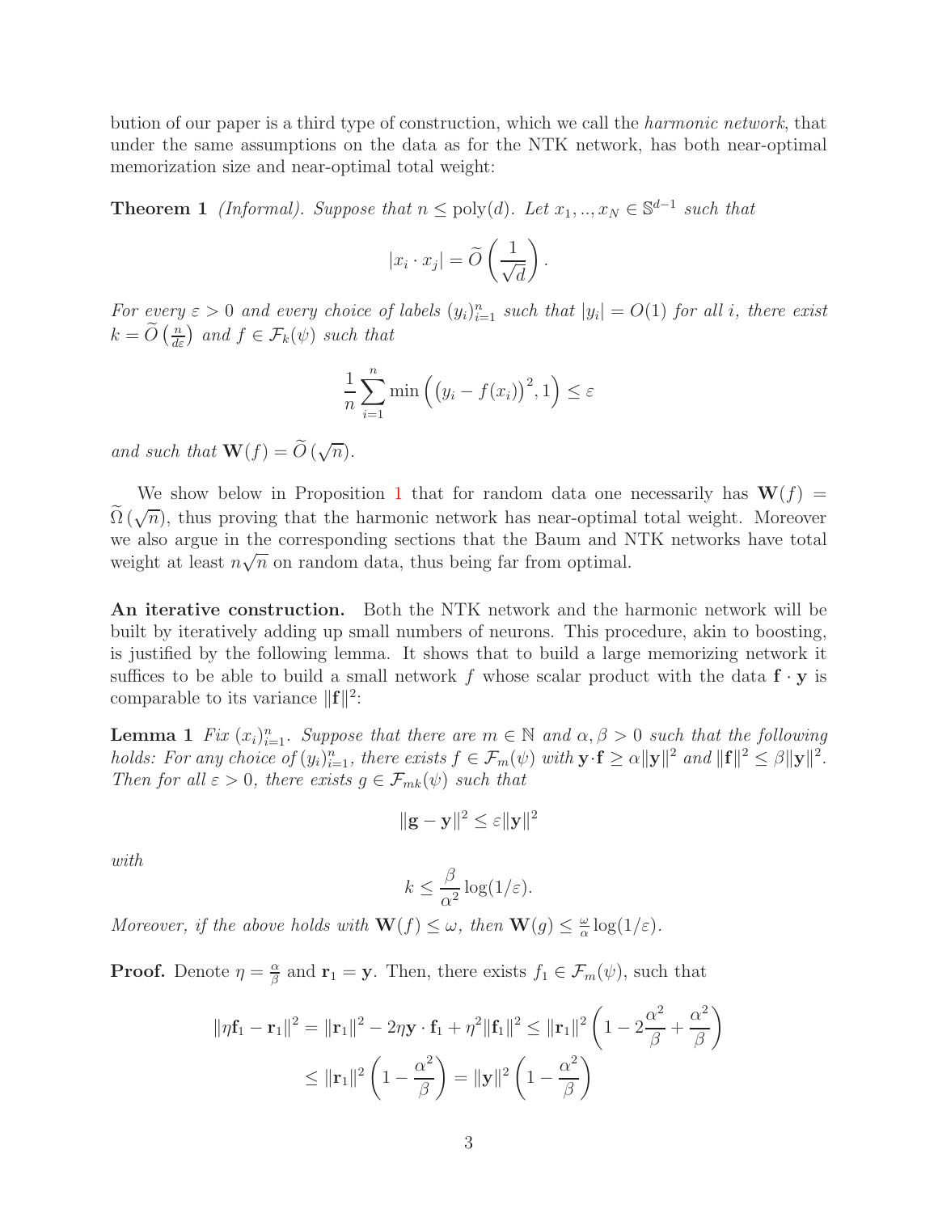bution of our paper is a third type of construction, which we call the *harmonic network*, that under the same assumptions on the data as for the NTK network, has both near-optimal memorization size and near-optimal total weight:

**Theorem 1** *(Informal). Suppose that $n \leq \mathrm{poly}(d)$. Let $x_1, .., x_N \in \mathbb{S}^{d-1}$ such that*

$$|x_i \cdot x_j| = \widetilde{O}\left(\frac{1}{\sqrt{d}}\right).$$

*For every $\varepsilon > 0$ and every choice of labels $(y_i)_{i=1}^n$ such that $|y_i| = O(1)$ for all $i$, there exist $k = \widetilde{O}\left(\frac{n}{d\varepsilon}\right)$ and $f \in \mathcal{F}_k(\psi)$ such that*

$$\frac{1}{n}\sum_{i=1}^{n} \min\left(\left(y_i - f(x_i)\right)^2, 1\right) \leq \varepsilon$$

*and such that $\mathbf{W}(f) = \widetilde{O}\left(\sqrt{n}\right)$.*

We show below in Proposition 1 that for random data one necessarily has $\mathbf{W}(f) = \widetilde{\Omega}\left(\sqrt{n}\right)$, thus proving that the harmonic network has near-optimal total weight. Moreover we also argue in the corresponding sections that the Baum and NTK networks have total weight at least $n\sqrt{n}$ on random data, thus being far from optimal.

**An iterative construction.** Both the NTK network and the harmonic network will be built by iteratively adding up small numbers of neurons. This procedure, akin to boosting, is justified by the following lemma. It shows that to build a large memorizing network it suffices to be able to build a small network $f$ whose scalar product with the data $\mathbf{f} \cdot \mathbf{y}$ is comparable to its variance $\|\mathbf{f}\|^2$:

**Lemma 1** *Fix $(x_i)_{i=1}^n$. Suppose that there are $m \in \mathbb{N}$ and $\alpha, \beta > 0$ such that the following holds: For any choice of $(y_i)_{i=1}^n$, there exists $f \in \mathcal{F}_m(\psi)$ with $\mathbf{y} \cdot \mathbf{f} \geq \alpha\|\mathbf{y}\|^2$ and $\|\mathbf{f}\|^2 \leq \beta\|\mathbf{y}\|^2$. Then for all $\varepsilon > 0$, there exists $g \in \mathcal{F}_{mk}(\psi)$ such that*

$$\|\mathbf{g} - \mathbf{y}\|^2 \leq \varepsilon\|\mathbf{y}\|^2$$

*with*

$$k \leq \frac{\beta}{\alpha^2}\log(1/\varepsilon).$$

*Moreover, if the above holds with $\mathbf{W}(f) \leq \omega$, then $\mathbf{W}(g) \leq \frac{\omega}{\alpha}\log(1/\varepsilon)$.*

**Proof.** Denote $\eta = \frac{\alpha}{\beta}$ and $\mathbf{r}_1 = \mathbf{y}$. Then, there exists $f_1 \in \mathcal{F}_m(\psi)$, such that

$$\begin{aligned}
\|\eta\mathbf{f}_1 - \mathbf{r}_1\|^2 = \|\mathbf{r}_1\|^2 - 2\eta\mathbf{y}\cdot\mathbf{f}_1 + \eta^2\|\mathbf{f}_1\|^2 &\leq \|\mathbf{r}_1\|^2\left(1 - 2\frac{\alpha^2}{\beta} + \frac{\alpha^2}{\beta}\right) \\
&\leq \|\mathbf{r}_1\|^2\left(1 - \frac{\alpha^2}{\beta}\right) = \|\mathbf{y}\|^2\left(1 - \frac{\alpha^2}{\beta}\right)
\end{aligned}$$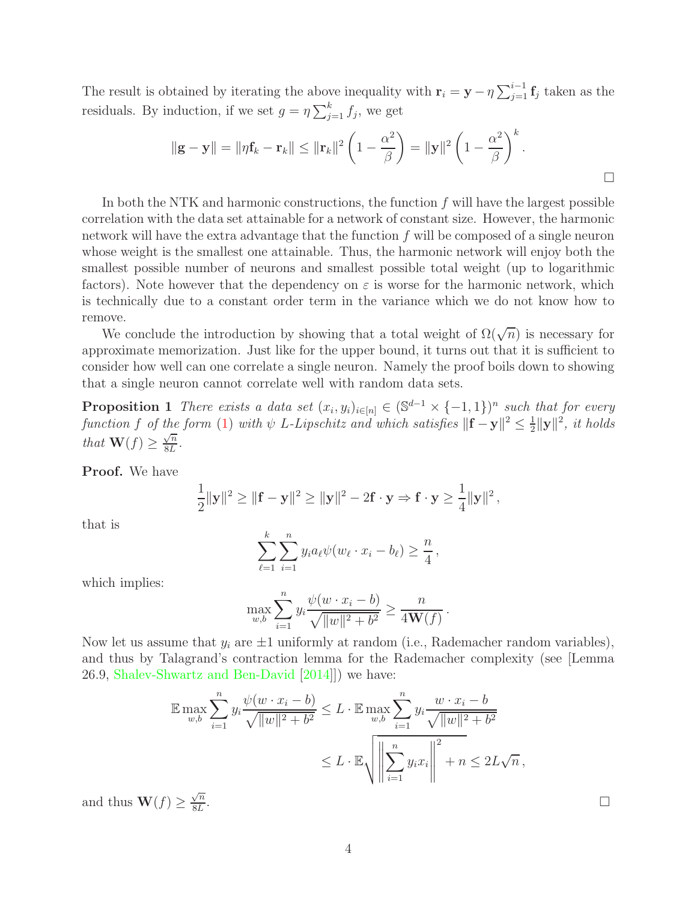The result is obtained by iterating the above inequality with $\mathbf{r}_i = \mathbf{y} - \eta \sum_{j=1}^{i-1} \mathbf{f}_j$ taken as the residuals. By induction, if we set $g = \eta \sum_{j=1}^{k} f_j$, we get

$$\|\mathbf{g} - \mathbf{y}\| = \|\eta \mathbf{f}_k - \mathbf{r}_k\| \leq \|\mathbf{r}_k\|^2 \left(1 - \frac{\alpha^2}{\beta}\right) = \|\mathbf{y}\|^2 \left(1 - \frac{\alpha^2}{\beta}\right)^k .$$

□

In both the NTK and harmonic constructions, the function $f$ will have the largest possible correlation with the data set attainable for a network of constant size. However, the harmonic network will have the extra advantage that the function $f$ will be composed of a single neuron whose weight is the smallest one attainable. Thus, the harmonic network will enjoy both the smallest possible number of neurons and smallest possible total weight (up to logarithmic factors). Note however that the dependency on $\varepsilon$ is worse for the harmonic network, which is technically due to a constant order term in the variance which we do not know how to remove.

We conclude the introduction by showing that a total weight of $\Omega(\sqrt{n})$ is necessary for approximate memorization. Just like for the upper bound, it turns out that it is sufficient to consider how well can one correlate a single neuron. Namely the proof boils down to showing that a single neuron cannot correlate well with random data sets.

**Proposition 1** *There exists a data set $(x_i, y_i)_{i \in [n]} \in (\mathbb{S}^{d-1} \times \{-1, 1\})^n$ such that for every function $f$ of the form (1) with $\psi$ $L$-Lipschitz and which satisfies $\|\mathbf{f} - \mathbf{y}\|^2 \leq \frac{1}{2}\|\mathbf{y}\|^2$, it holds that $\mathbf{W}(f) \geq \frac{\sqrt{n}}{8L}$.*

**Proof.** We have

$$\frac{1}{2}\|\mathbf{y}\|^2 \geq \|\mathbf{f} - \mathbf{y}\|^2 \geq \|\mathbf{y}\|^2 - 2\mathbf{f} \cdot \mathbf{y} \Rightarrow \mathbf{f} \cdot \mathbf{y} \geq \frac{1}{4}\|\mathbf{y}\|^2 ,$$

that is

$$\sum_{\ell=1}^{k} \sum_{i=1}^{n} y_i a_\ell \psi(w_\ell \cdot x_i - b_\ell) \geq \frac{n}{4} ,$$

which implies:

$$\max_{w,b} \sum_{i=1}^{n} y_i \frac{\psi(w \cdot x_i - b)}{\sqrt{\|w\|^2 + b^2}} \geq \frac{n}{4\mathbf{W}(f)} .$$

Now let us assume that $y_i$ are $\pm 1$ uniformly at random (i.e., Rademacher random variables), and thus by Talagrand's contraction lemma for the Rademacher complexity (see [Lemma 26.9, Shalev-Shwartz and Ben-David [2014]]) we have:

$$\begin{aligned}
\mathbb{E} \max_{w,b} \sum_{i=1}^{n} y_i \frac{\psi(w \cdot x_i - b)}{\sqrt{\|w\|^2 + b^2}} &\leq L \cdot \mathbb{E} \max_{w,b} \sum_{i=1}^{n} y_i \frac{w \cdot x_i - b}{\sqrt{\|w\|^2 + b^2}} \\
&\leq L \cdot \mathbb{E} \sqrt{\left\| \sum_{i=1}^{n} y_i x_i \right\|^2 + n} \leq 2L\sqrt{n} ,
\end{aligned}$$

and thus $\mathbf{W}(f) \geq \frac{\sqrt{n}}{8L}$.

□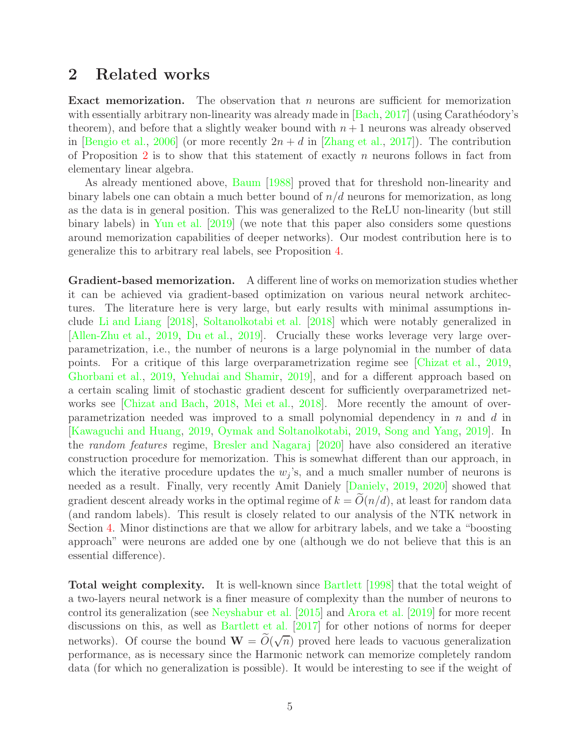## 2 Related works

**Exact memorization.** The observation that $n$ neurons are sufficient for memorization with essentially arbitrary non-linearity was already made in [Bach, 2017] (using Carathéodory's theorem), and before that a slightly weaker bound with $n+1$ neurons was already observed in [Bengio et al., 2006] (or more recently $2n+d$ in [Zhang et al., 2017]). The contribution of Proposition 2 is to show that this statement of exactly $n$ neurons follows in fact from elementary linear algebra.

As already mentioned above, Baum [1988] proved that for threshold non-linearity and binary labels one can obtain a much better bound of $n/d$ neurons for memorization, as long as the data is in general position. This was generalized to the ReLU non-linearity (but still binary labels) in Yun et al. [2019] (we note that this paper also considers some questions around memorization capabilities of deeper networks). Our modest contribution here is to generalize this to arbitrary real labels, see Proposition 4.

**Gradient-based memorization.** A different line of works on memorization studies whether it can be achieved via gradient-based optimization on various neural network architectures. The literature here is very large, but early results with minimal assumptions include Li and Liang [2018], Soltanolkotabi et al. [2018] which were notably generalized in [Allen-Zhu et al., 2019, Du et al., 2019]. Crucially these works leverage very large overparametrization, i.e., the number of neurons is a large polynomial in the number of data points. For a critique of this large overparametrization regime see [Chizat et al., 2019, Ghorbani et al., 2019, Yehudai and Shamir, 2019], and for a different approach based on a certain scaling limit of stochastic gradient descent for sufficiently overparametrized networks see [Chizat and Bach, 2018, Mei et al., 2018]. More recently the amount of overparametrization needed was improved to a small polynomial dependency in $n$ and $d$ in [Kawaguchi and Huang, 2019, Oymak and Soltanolkotabi, 2019, Song and Yang, 2019]. In the *random features* regime, Bresler and Nagaraj [2020] have also considered an iterative construction procedure for memorization. This is somewhat different than our approach, in which the iterative procedure updates the $w_j$'s, and a much smaller number of neurons is needed as a result. Finally, very recently Amit Daniely [Daniely, 2019, 2020] showed that gradient descent already works in the optimal regime of $k = \widetilde{O}(n/d)$, at least for random data (and random labels). This result is closely related to our analysis of the NTK network in Section 4. Minor distinctions are that we allow for arbitrary labels, and we take a "boosting approach" were neurons are added one by one (although we do not believe that this is an essential difference).

**Total weight complexity.** It is well-known since Bartlett [1998] that the total weight of a two-layers neural network is a finer measure of complexity than the number of neurons to control its generalization (see Neyshabur et al. [2015] and Arora et al. [2019] for more recent discussions on this, as well as Bartlett et al. [2017] for other notions of norms for deeper networks). Of course the bound $\mathbf{W} = \widetilde{O}(\sqrt{n})$ proved here leads to vacuous generalization performance, as is necessary since the Harmonic network can memorize completely random data (for which no generalization is possible). It would be interesting to see if the weight of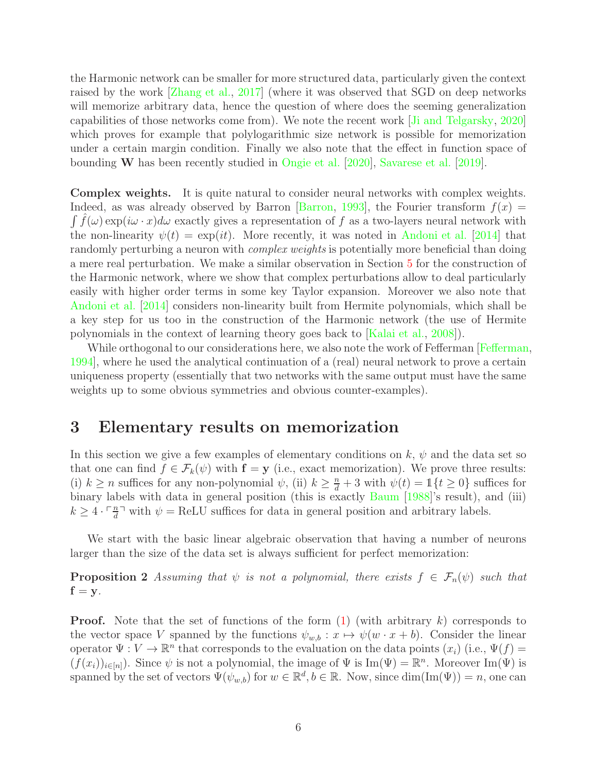the Harmonic network can be smaller for more structured data, particularly given the context raised by the work [Zhang et al., 2017] (where it was observed that SGD on deep networks will memorize arbitrary data, hence the question of where does the seeming generalization capabilities of those networks come from). We note the recent work [Ji and Telgarsky, 2020] which proves for example that polylogarithmic size network is possible for memorization under a certain margin condition. Finally we also note that the effect in function space of bounding $\mathbf{W}$ has been recently studied in Ongie et al. [2020], Savarese et al. [2019].

**Complex weights.** It is quite natural to consider neural networks with complex weights. Indeed, as was already observed by Barron [Barron, 1993], the Fourier transform $f(x) = \int \hat{f}(\omega) \exp(i\omega \cdot x) d\omega$ exactly gives a representation of $f$ as a two-layers neural network with the non-linearity $\psi(t) = \exp(it)$. More recently, it was noted in Andoni et al. [2014] that randomly perturbing a neuron with *complex weights* is potentially more beneficial than doing a mere real perturbation. We make a similar observation in Section 5 for the construction of the Harmonic network, where we show that complex perturbations allow to deal particularly easily with higher order terms in some key Taylor expansion. Moreover we also note that Andoni et al. [2014] considers non-linearity built from Hermite polynomials, which shall be a key step for us too in the construction of the Harmonic network (the use of Hermite polynomials in the context of learning theory goes back to [Kalai et al., 2008]).

While orthogonal to our considerations here, we also note the work of Fefferman [Fefferman, 1994], where he used the analytical continuation of a (real) neural network to prove a certain uniqueness property (essentially that two networks with the same output must have the same weights up to some obvious symmetries and obvious counter-examples).

## 3 Elementary results on memorization

In this section we give a few examples of elementary conditions on $k$, $\psi$ and the data set so that one can find $f \in \mathcal{F}_k(\psi)$ with $\mathbf{f} = \mathbf{y}$ (i.e., exact memorization). We prove three results: (i) $k \geq n$ suffices for any non-polynomial $\psi$, (ii) $k \geq \frac{n}{d} + 3$ with $\psi(t) = \mathbb{1}\{t \geq 0\}$ suffices for binary labels with data in general position (this is exactly Baum [1988]'s result), and (iii) $k \geq 4 \cdot \lceil \frac{n}{d} \rceil$ with $\psi = \mathrm{ReLU}$ suffices for data in general position and arbitrary labels.

We start with the basic linear algebraic observation that having a number of neurons larger than the size of the data set is always sufficient for perfect memorization:

**Proposition 2** *Assuming that $\psi$ is not a polynomial, there exists $f \in \mathcal{F}_n(\psi)$ such that $\mathbf{f} = \mathbf{y}$.*

**Proof.** Note that the set of functions of the form (1) (with arbitrary $k$) corresponds to the vector space $V$ spanned by the functions $\psi_{w,b} : x \mapsto \psi(w \cdot x + b)$. Consider the linear operator $\Psi : V \to \mathbb{R}^n$ that corresponds to the evaluation on the data points $(x_i)$ (i.e., $\Psi(f) = (f(x_i))_{i \in [n]}$). Since $\psi$ is not a polynomial, the image of $\Psi$ is $\mathrm{Im}(\Psi) = \mathbb{R}^n$. Moreover $\mathrm{Im}(\Psi)$ is spanned by the set of vectors $\Psi(\psi_{w,b})$ for $w \in \mathbb{R}^d, b \in \mathbb{R}$. Now, since $\dim(\mathrm{Im}(\Psi)) = n$, one can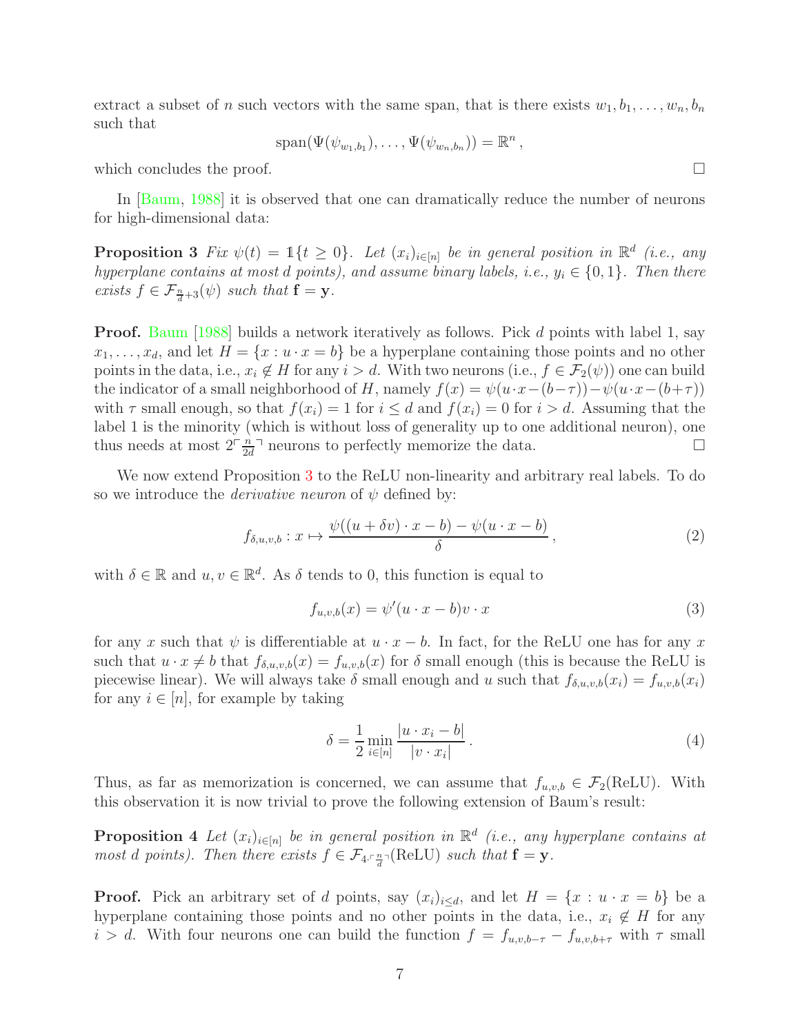extract a subset of $n$ such vectors with the same span, that is there exists $w_1, b_1, \ldots, w_n, b_n$ such that

$$\text{span}(\Psi(\psi_{w_1,b_1}), \ldots, \Psi(\psi_{w_n,b_n})) = \mathbb{R}^n \,,$$

which concludes the proof. $\square$

In [Baum, 1988] it is observed that one can dramatically reduce the number of neurons for high-dimensional data:

**Proposition 3** *Fix $\psi(t) = \mathbb{1}\{t \geq 0\}$. Let $(x_i)_{i\in[n]}$ be in general position in $\mathbb{R}^d$ (i.e., any hyperplane contains at most $d$ points), and assume binary labels, i.e., $y_i \in \{0, 1\}$. Then there exists $f \in \mathcal{F}_{\frac{n}{d}+3}(\psi)$ such that $\mathbf{f} = \mathbf{y}$.*

**Proof.** Baum [1988] builds a network iteratively as follows. Pick $d$ points with label 1, say $x_1, \ldots, x_d$, and let $H = \{x : u \cdot x = b\}$ be a hyperplane containing those points and no other points in the data, i.e., $x_i \notin H$ for any $i > d$. With two neurons (i.e., $f \in \mathcal{F}_2(\psi)$) one can build the indicator of a small neighborhood of $H$, namely $f(x) = \psi(u\cdot x - (b-\tau)) - \psi(u\cdot x - (b+\tau))$ with $\tau$ small enough, so that $f(x_i) = 1$ for $i \leq d$ and $f(x_i) = 0$ for $i > d$. Assuming that the label 1 is the minority (which is without loss of generality up to one additional neuron), one thus needs at most $2\lceil \frac{n}{2d} \rceil$ neurons to perfectly memorize the data. $\square$

We now extend Proposition 3 to the ReLU non-linearity and arbitrary real labels. To do so we introduce the *derivative neuron* of $\psi$ defined by:

$$f_{\delta,u,v,b} : x \mapsto \frac{\psi((u + \delta v) \cdot x - b) - \psi(u \cdot x - b)}{\delta} \,, \tag{2}$$

with $\delta \in \mathbb{R}$ and $u, v \in \mathbb{R}^d$. As $\delta$ tends to 0, this function is equal to

$$f_{u,v,b}(x) = \psi'(u \cdot x - b) v \cdot x \tag{3}$$

for any $x$ such that $\psi$ is differentiable at $u \cdot x - b$. In fact, for the ReLU one has for any $x$ such that $u \cdot x \neq b$ that $f_{\delta,u,v,b}(x) = f_{u,v,b}(x)$ for $\delta$ small enough (this is because the ReLU is piecewise linear). We will always take $\delta$ small enough and $u$ such that $f_{\delta,u,v,b}(x_i) = f_{u,v,b}(x_i)$ for any $i \in [n]$, for example by taking

$$\delta = \frac{1}{2} \min_{i\in[n]} \frac{|u \cdot x_i - b|}{|v \cdot x_i|} \,. \tag{4}$$

Thus, as far as memorization is concerned, we can assume that $f_{u,v,b} \in \mathcal{F}_2(\text{ReLU})$. With this observation it is now trivial to prove the following extension of Baum's result:

**Proposition 4** *Let $(x_i)_{i\in[n]}$ be in general position in $\mathbb{R}^d$ (i.e., any hyperplane contains at most $d$ points). Then there exists $f \in \mathcal{F}_{4\cdot\lceil \frac{n}{d} \rceil}(\text{ReLU})$ such that $\mathbf{f} = \mathbf{y}$.*

**Proof.** Pick an arbitrary set of $d$ points, say $(x_i)_{i\leq d}$, and let $H = \{x : u \cdot x = b\}$ be a hyperplane containing those points and no other points in the data, i.e., $x_i \notin H$ for any $i > d$. With four neurons one can build the function $f = f_{u,v,b-\tau} - f_{u,v,b+\tau}$ with $\tau$ small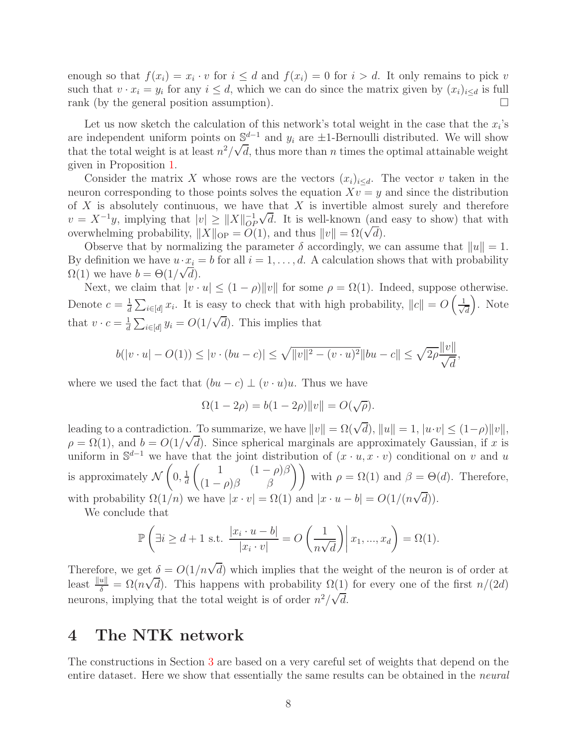enough so that $f(x_i) = x_i \cdot v$ for $i \le d$ and $f(x_i) = 0$ for $i > d$. It only remains to pick $v$ such that $v \cdot x_i = y_i$ for any $i \le d$, which we can do since the matrix given by $(x_i)_{i \le d}$ is full rank (by the general position assumption). □

Let us now sketch the calculation of this network's total weight in the case that the $x_i$'s are independent uniform points on $\mathbb{S}^{d-1}$ and $y_i$ are $\pm 1$-Bernoulli distributed. We will show that the total weight is at least $n^2/\sqrt{d}$, thus more than $n$ times the optimal attainable weight given in Proposition 1.

Consider the matrix $X$ whose rows are the vectors $(x_i)_{i \le d}$. The vector $v$ taken in the neuron corresponding to those points solves the equation $Xv = y$ and since the distribution of $X$ is absolutely continuous, we have that $X$ is invertible almost surely and therefore $v = X^{-1}y$, implying that $|v| \ge \|X\|_{OP}^{-1}\sqrt{d}$. It is well-known (and easy to show) that with overwhelming probability, $\|X\|_{\mathrm{OP}} = O(1)$, and thus $\|v\| = \Omega(\sqrt{d})$.

Observe that by normalizing the parameter $\delta$ accordingly, we can assume that $\|u\| = 1$. By definition we have $u \cdot x_i = b$ for all $i = 1, \ldots, d$. A calculation shows that with probability $\Omega(1)$ we have $b = \Theta(1/\sqrt{d})$.

Next, we claim that $|v \cdot u| \le (1-\rho)\|v\|$ for some $\rho = \Omega(1)$. Indeed, suppose otherwise. Denote $c = \frac{1}{d}\sum_{i \in [d]} x_i$. It is easy to check that with high probability, $\|c\| = O\left(\frac{1}{\sqrt{d}}\right)$. Note that $v \cdot c = \frac{1}{d}\sum_{i \in [d]} y_i = O(1/\sqrt{d})$. This implies that

$$b(|v \cdot u| - O(1)) \le |v \cdot (bu - c)| \le \sqrt{\|v\|^2 - (v \cdot u)^2}\|bu - c\| \le \sqrt{2\rho}\frac{\|v\|}{\sqrt{d}},$$

where we used the fact that $(bu - c) \perp (v \cdot u)u$. Thus we have

$$\Omega(1 - 2\rho) = b(1 - 2\rho)\|v\| = O(\sqrt{\rho}).$$

leading to a contradiction. To summarize, we have $\|v\| = \Omega(\sqrt{d})$, $\|u\| = 1$, $|u \cdot v| \le (1-\rho)\|v\|$, $\rho = \Omega(1)$, and $b = O(1/\sqrt{d})$. Since spherical marginals are approximately Gaussian, if $x$ is uniform in $\mathbb{S}^{d-1}$ we have that the joint distribution of $(x \cdot u, x \cdot v)$ conditional on $v$ and $u$ is approximately $\mathcal{N}\left(0, \frac{1}{d}\begin{pmatrix} 1 & (1-\rho)\beta \\ (1-\rho)\beta & \beta \end{pmatrix}\right)$ with $\rho = \Omega(1)$ and $\beta = \Theta(d)$. Therefore, with probability $\Omega(1/n)$ we have $|x \cdot v| = \Omega(1)$ and $|x \cdot u - b| = O(1/(n\sqrt{d}))$.

We conclude that

$$\mathbb{P}\left(\exists i \ge d+1 \text{ s.t. } \frac{|x_i \cdot u - b|}{|x_i \cdot v|} = O\left(\frac{1}{n\sqrt{d}}\right) \middle| x_1, ..., x_d\right) = \Omega(1).$$

Therefore, we get $\delta = O(1/n\sqrt{d})$ which implies that the weight of the neuron is of order at least $\frac{\|u\|}{\delta} = \Omega(n\sqrt{d})$. This happens with probability $\Omega(1)$ for every one of the first $n/(2d)$ neurons, implying that the total weight is of order $n^2/\sqrt{d}$.

# 4 The NTK network

The constructions in Section 3 are based on a very careful set of weights that depend on the entire dataset. Here we show that essentially the same results can be obtained in the *neural*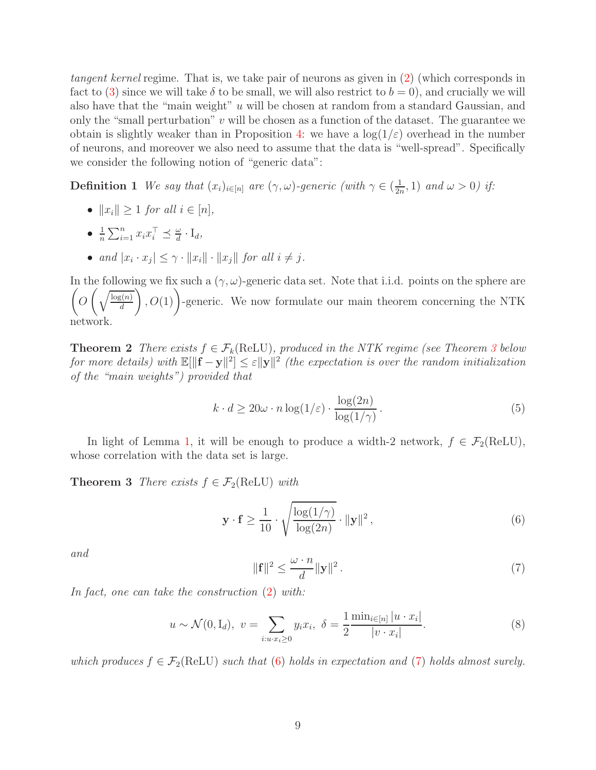*tangent kernel* regime. That is, we take pair of neurons as given in (2) (which corresponds in fact to (3) since we will take $\delta$ to be small, we will also restrict to $b = 0$), and crucially we will also have that the "main weight" $u$ will be chosen at random from a standard Gaussian, and only the "small perturbation" $v$ will be chosen as a function of the dataset. The guarantee we obtain is slightly weaker than in Proposition 4: we have a $\log(1/\varepsilon)$ overhead in the number of neurons, and moreover we also need to assume that the data is "well-spread". Specifically we consider the following notion of "generic data":

**Definition 1** *We say that $(x_i)_{i\in[n]}$ are $(\gamma, \omega)$-generic (with $\gamma \in (\frac{1}{2n}, 1)$ and $\omega > 0$) if:*

- *$\|x_i\| \geq 1$ for all $i \in [n]$,*
- *$\frac{1}{n}\sum_{i=1}^n x_i x_i^\top \preceq \frac{\omega}{d} \cdot \mathrm{I}_d$,*
- *and $|x_i \cdot x_j| \leq \gamma \cdot \|x_i\| \cdot \|x_j\|$ for all $i \neq j$.*

In the following we fix such a $(\gamma, \omega)$-generic data set. Note that i.i.d. points on the sphere are $\left(O\left(\sqrt{\frac{\log(n)}{d}}\right), O(1)\right)$-generic. We now formulate our main theorem concerning the NTK network.

**Theorem 2** *There exists $f \in \mathcal{F}_k(\mathrm{ReLU})$, produced in the NTK regime (see Theorem 3 below for more details) with $\mathbb{E}[\|\mathbf{f} - \mathbf{y}\|^2] \leq \varepsilon \|\mathbf{y}\|^2$ (the expectation is over the random initialization of the "main weights") provided that*

$$k \cdot d \geq 20\omega \cdot n \log(1/\varepsilon) \cdot \frac{\log(2n)}{\log(1/\gamma)}. \tag{5}$$

In light of Lemma 1, it will be enough to produce a width-2 network, $f \in \mathcal{F}_2(\mathrm{ReLU})$, whose correlation with the data set is large.

**Theorem 3** *There exists $f \in \mathcal{F}_2(\mathrm{ReLU})$ with*

$$\mathbf{y} \cdot \mathbf{f} \geq \frac{1}{10} \cdot \sqrt{\frac{\log(1/\gamma)}{\log(2n)}} \cdot \|\mathbf{y}\|^2, \tag{6}$$

*and*

$$\|\mathbf{f}\|^2 \leq \frac{\omega \cdot n}{d} \|\mathbf{y}\|^2. \tag{7}$$

*In fact, one can take the construction (2) with:*

$$u \sim \mathcal{N}(0, \mathrm{I}_d), \; v = \sum_{i: u \cdot x_i \geq 0} y_i x_i, \; \delta = \frac{1}{2} \frac{\min_{i\in[n]} |u \cdot x_i|}{|v \cdot x_i|}. \tag{8}$$

*which produces $f \in \mathcal{F}_2(\mathrm{ReLU})$ such that (6) holds in expectation and (7) holds almost surely.*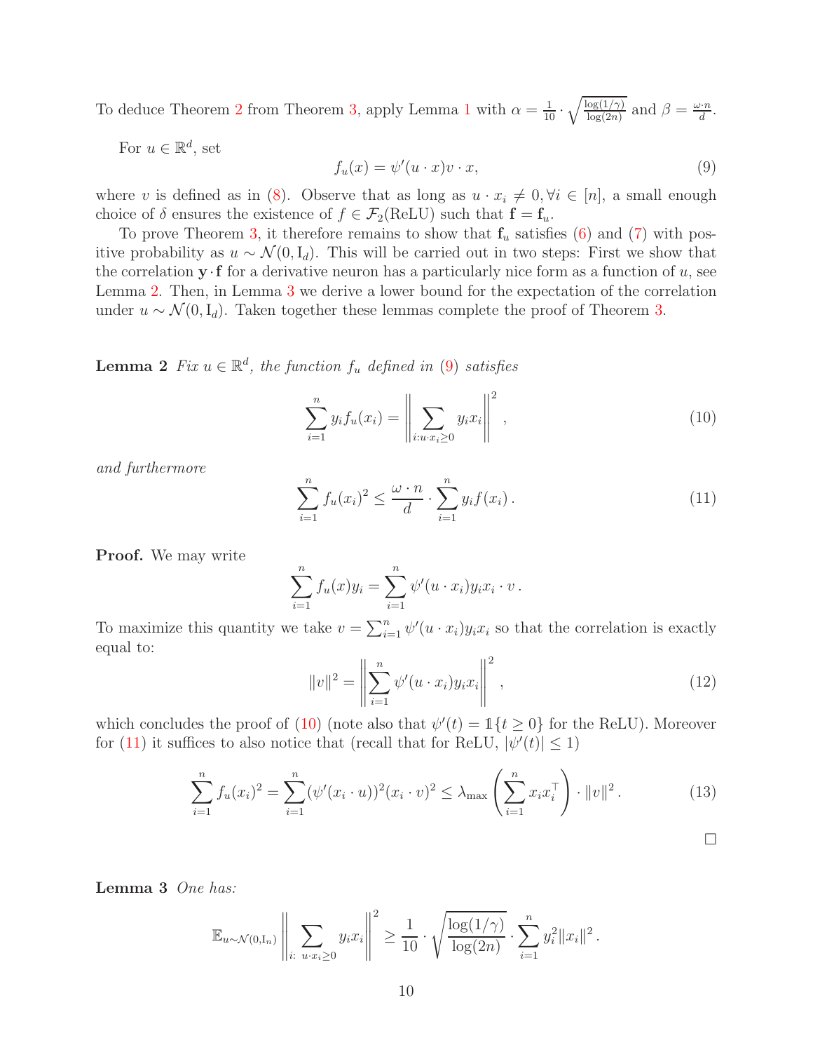To deduce Theorem 2 from Theorem 3, apply Lemma 1 with $\alpha = \frac{1}{10} \cdot \sqrt{\frac{\log(1/\gamma)}{\log(2n)}}$ and $\beta = \frac{\omega \cdot n}{d}$.

For $u \in \mathbb{R}^d$, set

$$f_u(x) = \psi'(u \cdot x) v \cdot x, \tag{9}$$

where $v$ is defined as in (8). Observe that as long as $u \cdot x_i \neq 0, \forall i \in [n]$, a small enough choice of $\delta$ ensures the existence of $f \in \mathcal{F}_2(\text{ReLU})$ such that $\mathbf{f} = \mathbf{f}_u$.

To prove Theorem 3, it therefore remains to show that $\mathbf{f}_u$ satisfies (6) and (7) with positive probability as $u \sim \mathcal{N}(0, \mathrm{I}_d)$. This will be carried out in two steps: First we show that the correlation $\mathbf{y} \cdot \mathbf{f}$ for a derivative neuron has a particularly nice form as a function of $u$, see Lemma 2. Then, in Lemma 3 we derive a lower bound for the expectation of the correlation under $u \sim \mathcal{N}(0, \mathrm{I}_d)$. Taken together these lemmas complete the proof of Theorem 3.

**Lemma 2** *Fix $u \in \mathbb{R}^d$, the function $f_u$ defined in (9) satisfies*

$$\sum_{i=1}^n y_i f_u(x_i) = \left\| \sum_{i: u \cdot x_i \geq 0} y_i x_i \right\|^2, \tag{10}$$

*and furthermore*

$$\sum_{i=1}^n f_u(x_i)^2 \leq \frac{\omega \cdot n}{d} \cdot \sum_{i=1}^n y_i f(x_i). \tag{11}$$

**Proof.** We may write

$$\sum_{i=1}^n f_u(x) y_i = \sum_{i=1}^n \psi'(u \cdot x_i) y_i x_i \cdot v.$$

To maximize this quantity we take $v = \sum_{i=1}^n \psi'(u \cdot x_i) y_i x_i$ so that the correlation is exactly equal to:

$$\|v\|^2 = \left\| \sum_{i=1}^n \psi'(u \cdot x_i) y_i x_i \right\|^2, \tag{12}$$

which concludes the proof of (10) (note also that $\psi'(t) = \mathbb{1}\{t \geq 0\}$ for the ReLU). Moreover for (11) it suffices to also notice that (recall that for ReLU, $|\psi'(t)| \leq 1$)

$$\sum_{i=1}^n f_u(x_i)^2 = \sum_{i=1}^n (\psi'(x_i \cdot u))^2 (x_i \cdot v)^2 \leq \lambda_{\max}\left(\sum_{i=1}^n x_i x_i^\top\right) \cdot \|v\|^2. \tag{13}$$

□

**Lemma 3** *One has:*

$$\mathbb{E}_{u \sim \mathcal{N}(0, \mathrm{I}_n)} \left\| \sum_{i:\ u \cdot x_i \geq 0} y_i x_i \right\|^2 \geq \frac{1}{10} \cdot \sqrt{\frac{\log(1/\gamma)}{\log(2n)}} \cdot \sum_{i=1}^n y_i^2 \|x_i\|^2.$$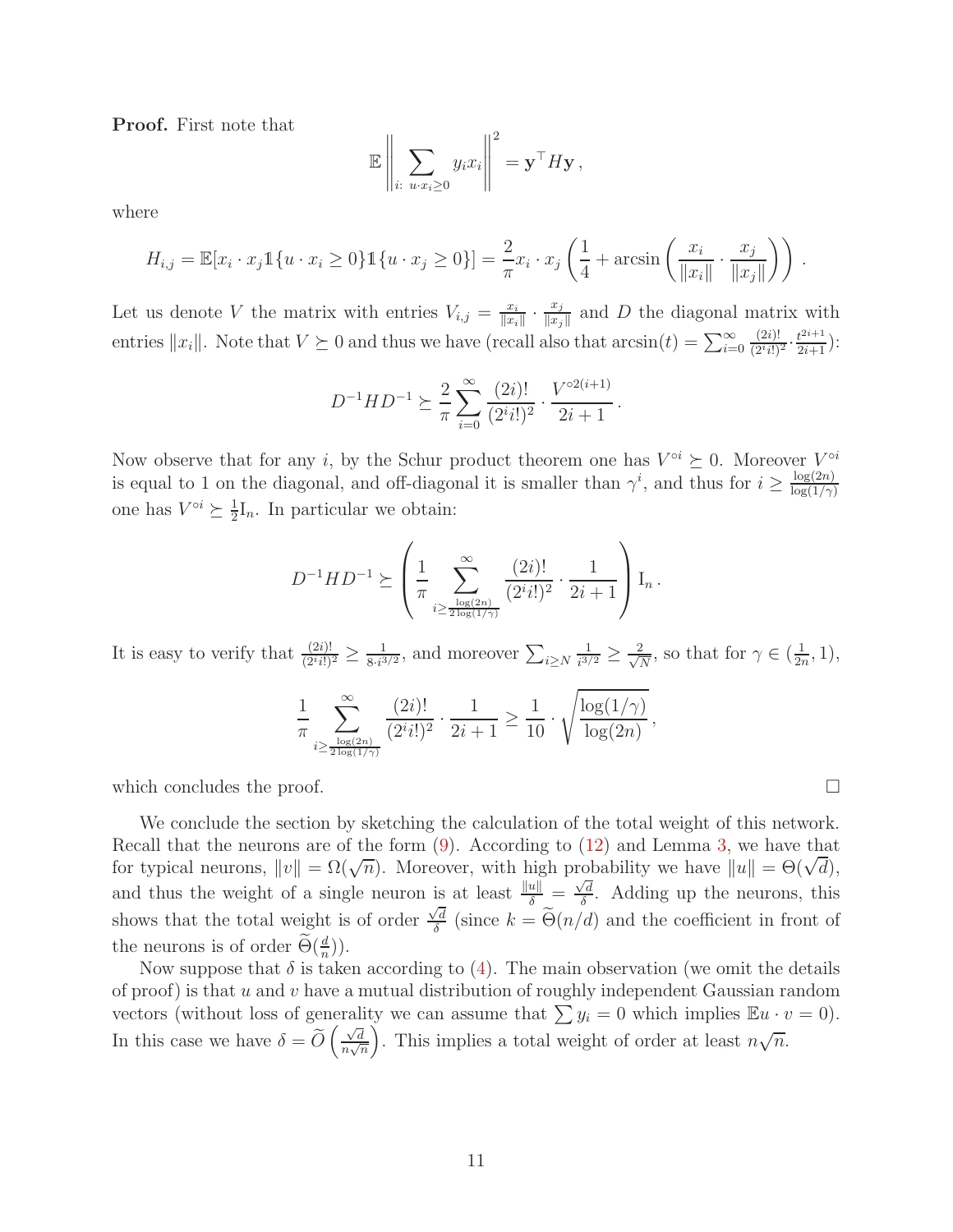**Proof.** First note that

$$\mathbb{E}\left\|\sum_{i:\ u\cdot x_i\geq 0} y_i x_i\right\|^2 = \mathbf{y}^\top H \mathbf{y}\,,$$

where

$$H_{i,j} = \mathbb{E}[x_i\cdot x_j \mathbb{1}\{u\cdot x_i \geq 0\}\mathbb{1}\{u\cdot x_j\geq 0\}] = \frac{2}{\pi} x_i\cdot x_j\left(\frac{1}{4}+\arcsin\left(\frac{x_i}{\|x_i\|}\cdot\frac{x_j}{\|x_j\|}\right)\right).$$

Let us denote $V$ the matrix with entries $V_{i,j} = \frac{x_i}{\|x_i\|}\cdot\frac{x_j}{\|x_j\|}$ and $D$ the diagonal matrix with entries $\|x_i\|$. Note that $V\succeq 0$ and thus we have (recall also that $\arcsin(t) = \sum_{i=0}^\infty \frac{(2i)!}{(2^i i!)^2}\cdot\frac{t^{2i+1}}{2i+1}$):

$$D^{-1}HD^{-1}\succeq \frac{2}{\pi}\sum_{i=0}^\infty \frac{(2i)!}{(2^i i!)^2}\cdot\frac{V^{\circ 2(i+1)}}{2i+1}.$$

Now observe that for any $i$, by the Schur product theorem one has $V^{\circ i}\succeq 0$. Moreover $V^{\circ i}$ is equal to 1 on the diagonal, and off-diagonal it is smaller than $\gamma^i$, and thus for $i\geq\frac{\log(2n)}{\log(1/\gamma)}$ one has $V^{\circ i}\succeq\frac{1}{2}\mathrm{I}_n$. In particular we obtain:

$$D^{-1}HD^{-1}\succeq\left(\frac{1}{\pi}\sum_{i\geq\frac{\log(2n)}{2\log(1/\gamma)}}^\infty \frac{(2i)!}{(2^i i!)^2}\cdot\frac{1}{2i+1}\right)\mathrm{I}_n\,.$$

It is easy to verify that $\frac{(2i)!}{(2^i i!)^2}\geq\frac{1}{8\cdot i^{3/2}}$, and moreover $\sum_{i\geq N}\frac{1}{i^{3/2}}\geq\frac{2}{\sqrt{N}}$, so that for $\gamma\in(\frac{1}{2n},1)$,

$$\frac{1}{\pi}\sum_{i\geq\frac{\log(2n)}{2\log(1/\gamma)}}^\infty \frac{(2i)!}{(2^i i!)^2}\cdot\frac{1}{2i+1}\geq\frac{1}{10}\cdot\sqrt{\frac{\log(1/\gamma)}{\log(2n)}},$$

which concludes the proof. □

We conclude the section by sketching the calculation of the total weight of this network. Recall that the neurons are of the form (9). According to (12) and Lemma 3, we have that for typical neurons, $\|v\| = \Omega(\sqrt{n})$. Moreover, with high probability we have $\|u\| = \Theta(\sqrt{d})$, and thus the weight of a single neuron is at least $\frac{\|u\|}{\delta} = \frac{\sqrt{d}}{\delta}$. Adding up the neurons, this shows that the total weight is of order $\frac{\sqrt{d}}{\delta}$ (since $k = \widetilde{\Theta}(n/d)$ and the coefficient in front of the neurons is of order $\widetilde{\Theta}(\frac{d}{n})$).

Now suppose that $\delta$ is taken according to (4). The main observation (we omit the details of proof) is that $u$ and $v$ have a mutual distribution of roughly independent Gaussian random vectors (without loss of generality we can assume that $\sum y_i = 0$ which implies $\mathbb{E}u\cdot v = 0$). In this case we have $\delta = \widetilde{O}\left(\frac{\sqrt{d}}{n\sqrt{n}}\right)$. This implies a total weight of order at least $n\sqrt{n}$.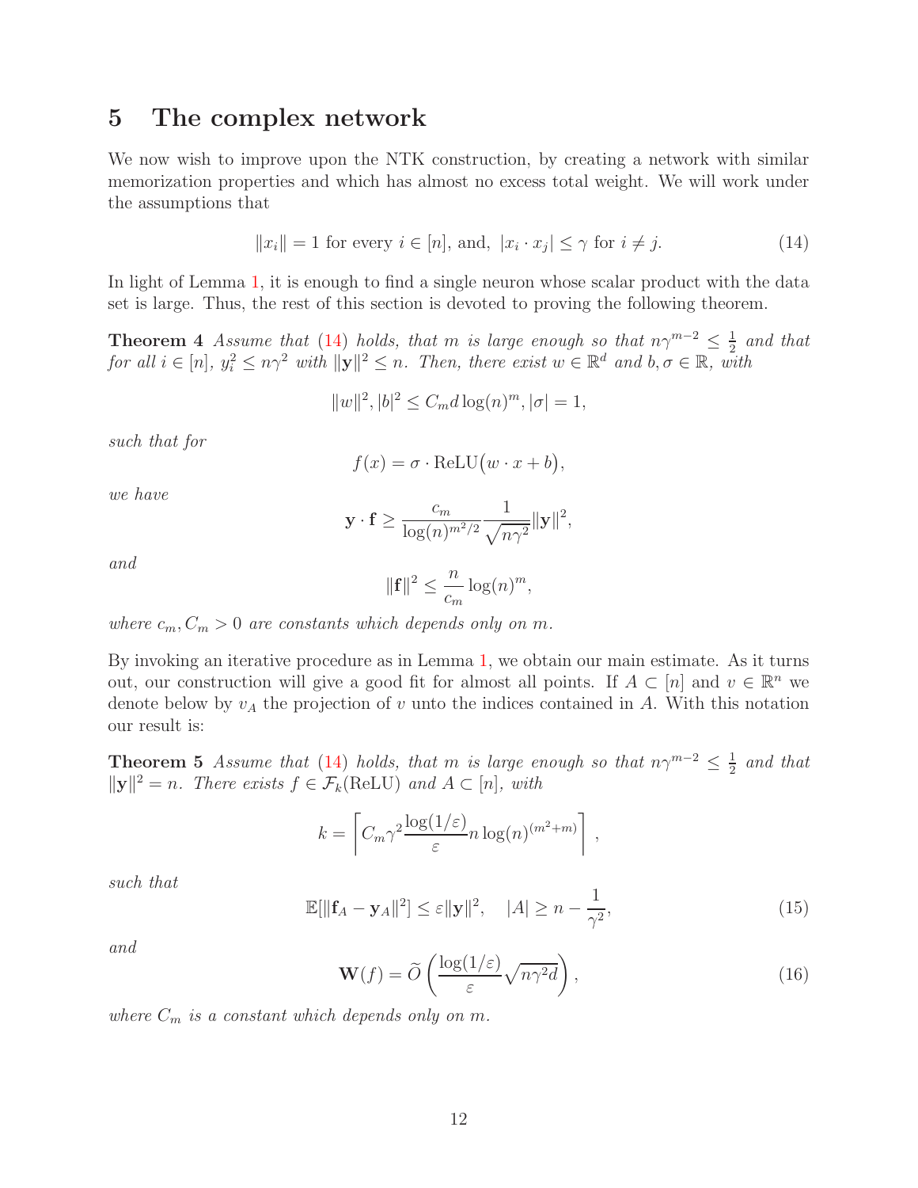## 5 The complex network

We now wish to improve upon the NTK construction, by creating a network with similar memorization properties and which has almost no excess total weight. We will work under the assumptions that

$$\|x_i\| = 1 \text{ for every } i \in [n], \text{ and, } |x_i \cdot x_j| \leq \gamma \text{ for } i \neq j. \tag{14}$$

In light of Lemma 1, it is enough to find a single neuron whose scalar product with the data set is large. Thus, the rest of this section is devoted to proving the following theorem.

**Theorem 4** *Assume that (14) holds, that $m$ is large enough so that $n\gamma^{m-2} \leq \frac{1}{2}$ and that for all $i \in [n]$, $y_i^2 \leq n\gamma^2$ with $\|\mathbf{y}\|^2 \leq n$. Then, there exist $w \in \mathbb{R}^d$ and $b, \sigma \in \mathbb{R}$, with*

$$\|w\|^2, |b|^2 \leq C_m d \log(n)^m, |\sigma| = 1,$$

*such that for*

$$f(x) = \sigma \cdot \mathrm{ReLU}\big(w \cdot x + b\big),$$

*we have*

$$\mathbf{y} \cdot \mathbf{f} \geq \frac{c_m}{\log(n)^{m^2/2}} \frac{1}{\sqrt{n\gamma^2}} \|\mathbf{y}\|^2,$$

*and*

$$\|\mathbf{f}\|^2 \leq \frac{n}{c_m} \log(n)^m,$$

*where $c_m, C_m > 0$ are constants which depends only on $m$.*

By invoking an iterative procedure as in Lemma 1, we obtain our main estimate. As it turns out, our construction will give a good fit for almost all points. If $A \subset [n]$ and $v \in \mathbb{R}^n$ we denote below by $v_A$ the projection of $v$ unto the indices contained in $A$. With this notation our result is:

**Theorem 5** *Assume that (14) holds, that $m$ is large enough so that $n\gamma^{m-2} \leq \frac{1}{2}$ and that $\|\mathbf{y}\|^2 = n$. There exists $f \in \mathcal{F}_k(\mathrm{ReLU})$ and $A \subset [n]$, with*

$$k = \left\lceil C_m \gamma^2 \frac{\log(1/\varepsilon)}{\varepsilon} n \log(n)^{(m^2+m)} \right\rceil,$$

*such that*

$$\mathbb{E}[\|\mathbf{f}_A - \mathbf{y}_A\|^2] \leq \varepsilon \|\mathbf{y}\|^2, \quad |A| \geq n - \frac{1}{\gamma^2}, \tag{15}$$

*and*

$$\mathbf{W}(f) = \widetilde{O}\left(\frac{\log(1/\varepsilon)}{\varepsilon}\sqrt{n\gamma^2 d}\right), \tag{16}$$

*where $C_m$ is a constant which depends only on $m$.*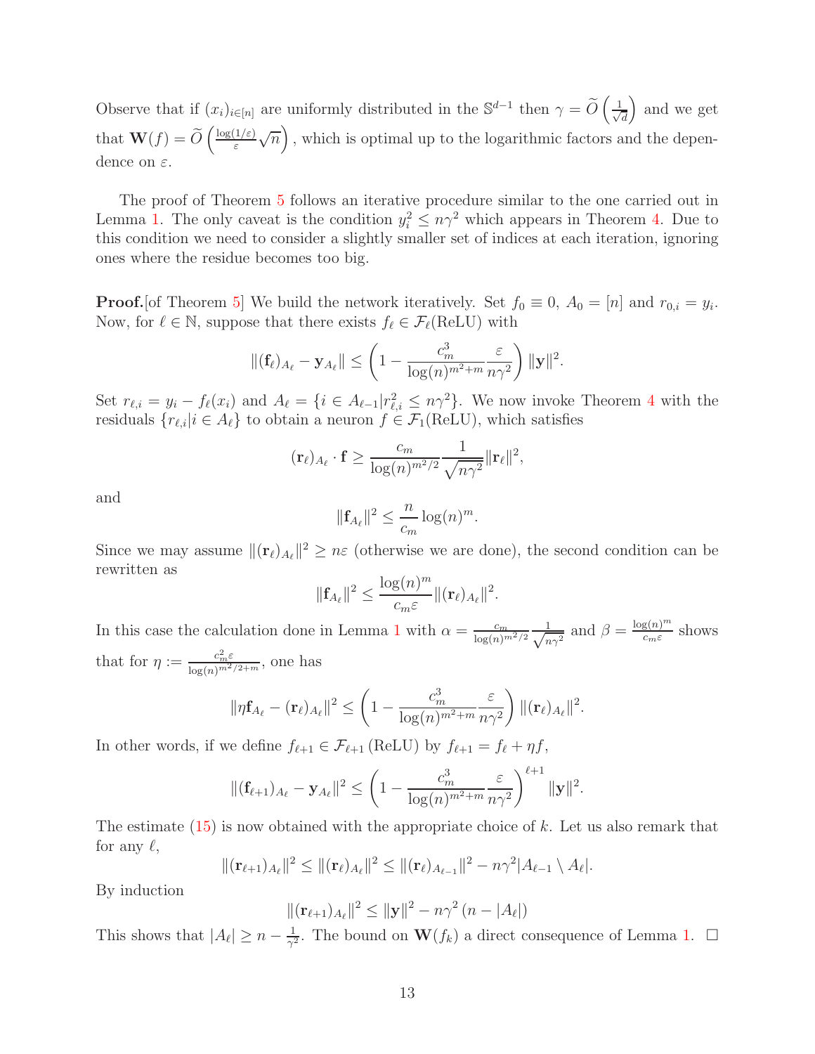Observe that if $(x_i)_{i\in[n]}$ are uniformly distributed in the $\mathbb{S}^{d-1}$ then $\gamma = \widetilde{O}\left(\frac{1}{\sqrt{d}}\right)$ and we get that $\mathbf{W}(f) = \widetilde{O}\left(\frac{\log(1/\varepsilon)}{\varepsilon}\sqrt{n}\right)$, which is optimal up to the logarithmic factors and the dependence on $\varepsilon$.

The proof of Theorem 5 follows an iterative procedure similar to the one carried out in Lemma 1. The only caveat is the condition $y_i^2 \leq n\gamma^2$ which appears in Theorem 4. Due to this condition we need to consider a slightly smaller set of indices at each iteration, ignoring ones where the residue becomes too big.

**Proof.**[of Theorem 5] We build the network iteratively. Set $f_0 \equiv 0$, $A_0 = [n]$ and $r_{0,i} = y_i$. Now, for $\ell \in \mathbb{N}$, suppose that there exists $f_\ell \in \mathcal{F}_\ell(\mathrm{ReLU})$ with

$$\|(\mathbf{f}_\ell)_{A_\ell} - \mathbf{y}_{A_\ell}\| \leq \left(1 - \frac{c_m^3}{\log(n)^{m^2+m}}\frac{\varepsilon}{n\gamma^2}\right)\|\mathbf{y}\|^2.$$

Set $r_{\ell,i} = y_i - f_\ell(x_i)$ and $A_\ell = \{i \in A_{\ell-1} | r_{\ell,i}^2 \leq n\gamma^2\}$. We now invoke Theorem 4 with the residuals $\{r_{\ell,i} | i \in A_\ell\}$ to obtain a neuron $f \in \mathcal{F}_1(\mathrm{ReLU})$, which satisfies

$$(\mathbf{r}_\ell)_{A_\ell} \cdot \mathbf{f} \geq \frac{c_m}{\log(n)^{m^2/2}}\frac{1}{\sqrt{n\gamma^2}}\|\mathbf{r}_\ell\|^2,$$

and

$$\|\mathbf{f}_{A_\ell}\|^2 \leq \frac{n}{c_m}\log(n)^m.$$

Since we may assume $\|(\mathbf{r}_\ell)_{A_\ell}\|^2 \geq n\varepsilon$ (otherwise we are done), the second condition can be rewritten as

$$\|\mathbf{f}_{A_\ell}\|^2 \leq \frac{\log(n)^m}{c_m\varepsilon}\|(\mathbf{r}_\ell)_{A_\ell}\|^2.$$

In this case the calculation done in Lemma 1 with $\alpha = \frac{c_m}{\log(n)^{m^2/2}}\frac{1}{\sqrt{n\gamma^2}}$ and $\beta = \frac{\log(n)^m}{c_m\varepsilon}$ shows that for $\eta := \frac{c_m^2\varepsilon}{\log(n)^{m^2/2+m}}$, one has

$$\|\eta\mathbf{f}_{A_\ell} - (\mathbf{r}_\ell)_{A_\ell}\|^2 \leq \left(1 - \frac{c_m^3}{\log(n)^{m^2+m}}\frac{\varepsilon}{n\gamma^2}\right)\|(\mathbf{r}_\ell)_{A_\ell}\|^2.$$

In other words, if we define $f_{\ell+1} \in \mathcal{F}_{\ell+1}(\mathrm{ReLU})$ by $f_{\ell+1} = f_\ell + \eta f$,

$$\|(\mathbf{f}_{\ell+1})_{A_\ell} - \mathbf{y}_{A_\ell}\|^2 \leq \left(1 - \frac{c_m^3}{\log(n)^{m^2+m}}\frac{\varepsilon}{n\gamma^2}\right)^{\ell+1}\|\mathbf{y}\|^2.$$

The estimate (15) is now obtained with the appropriate choice of $k$. Let us also remark that for any $\ell$,

$$\|(\mathbf{r}_{\ell+1})_{A_\ell}\|^2 \leq \|(\mathbf{r}_\ell)_{A_\ell}\|^2 \leq \|(\mathbf{r}_\ell)_{A_{\ell-1}}\|^2 - n\gamma^2|A_{\ell-1} \setminus A_\ell|.$$

By induction

$$\|(\mathbf{r}_{\ell+1})_{A_\ell}\|^2 \leq \|\mathbf{y}\|^2 - n\gamma^2\left(n - |A_\ell|\right)$$

This shows that $|A_\ell| \geq n - \frac{1}{\gamma^2}$. The bound on $\mathbf{W}(f_k)$ a direct consequence of Lemma 1. $\square$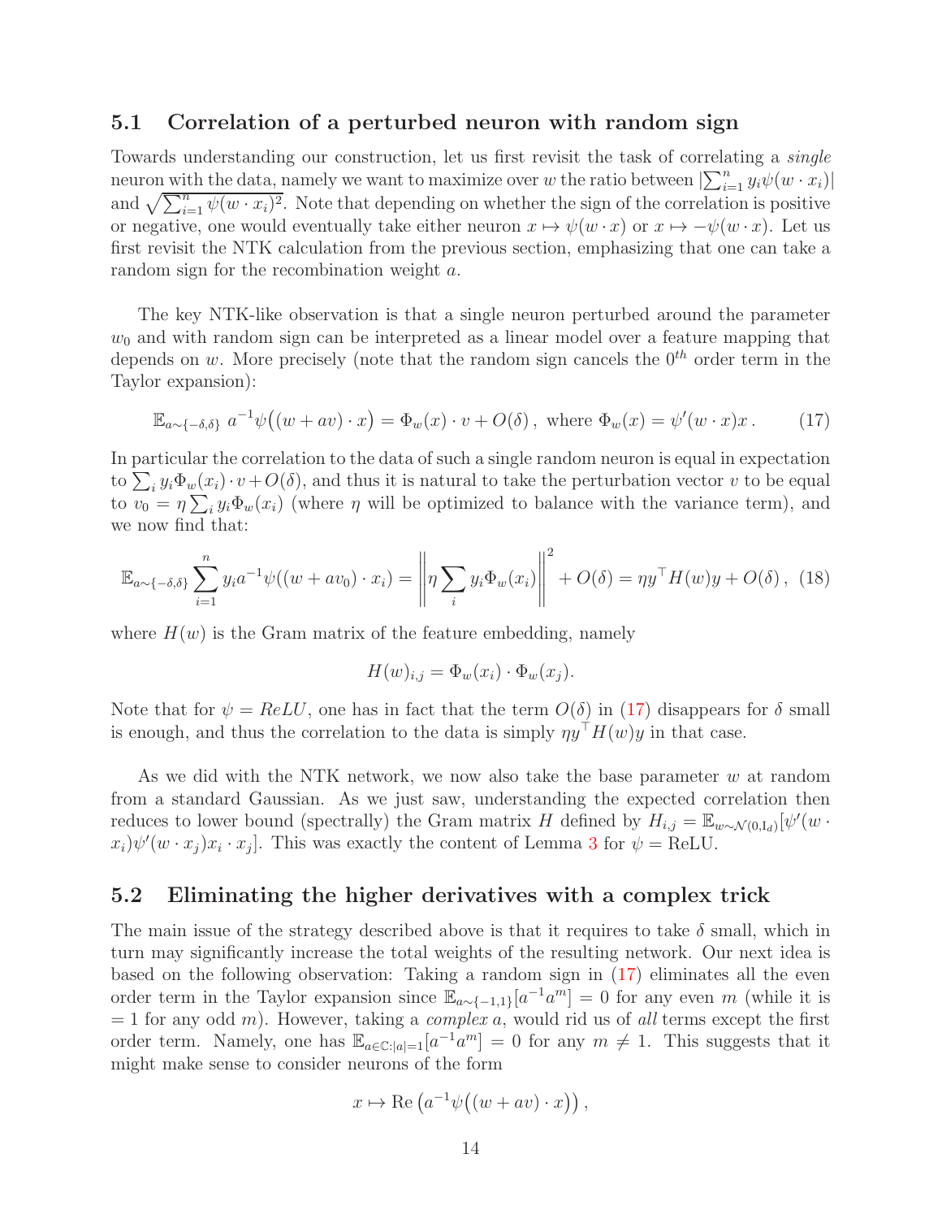## 5.1 Correlation of a perturbed neuron with random sign

Towards understanding our construction, let us first revisit the task of correlating a *single* neuron with the data, namely we want to maximize over $w$ the ratio between $|\sum_{i=1}^n y_i \psi(w \cdot x_i)|$ and $\sqrt{\sum_{i=1}^n \psi(w \cdot x_i)^2}$. Note that depending on whether the sign of the correlation is positive or negative, one would eventually take either neuron $x \mapsto \psi(w \cdot x)$ or $x \mapsto -\psi(w \cdot x)$. Let us first revisit the NTK calculation from the previous section, emphasizing that one can take a random sign for the recombination weight $a$.

The key NTK-like observation is that a single neuron perturbed around the parameter $w_0$ and with random sign can be interpreted as a linear model over a feature mapping that depends on $w$. More precisely (note that the random sign cancels the $0^{th}$ order term in the Taylor expansion):

$$\mathbb{E}_{a \sim \{-\delta, \delta\}} \ a^{-1} \psi\big((w + av) \cdot x\big) = \Phi_w(x) \cdot v + O(\delta) \, , \text{ where } \Phi_w(x) = \psi'(w \cdot x) x \, . \tag{17}$$

In particular the correlation to the data of such a single random neuron is equal in expectation to $\sum_i y_i \Phi_w(x_i) \cdot v + O(\delta)$, and thus it is natural to take the perturbation vector $v$ to be equal to $v_0 = \eta \sum_i y_i \Phi_w(x_i)$ (where $\eta$ will be optimized to balance with the variance term), and we now find that:

$$\mathbb{E}_{a \sim \{-\delta, \delta\}} \sum_{i=1}^n y_i a^{-1} \psi((w + av_0) \cdot x_i) = \left\| \eta \sum_i y_i \Phi_w(x_i) \right\|^2 + O(\delta) = \eta y^\top H(w) y + O(\delta) \, , \tag{18}$$

where $H(w)$ is the Gram matrix of the feature embedding, namely

$$H(w)_{i,j} = \Phi_w(x_i) \cdot \Phi_w(x_j).$$

Note that for $\psi = ReLU$, one has in fact that the term $O(\delta)$ in (17) disappears for $\delta$ small is enough, and thus the correlation to the data is simply $\eta y^\top H(w) y$ in that case.

As we did with the NTK network, we now also take the base parameter $w$ at random from a standard Gaussian. As we just saw, understanding the expected correlation then reduces to lower bound (spectrally) the Gram matrix $H$ defined by $H_{i,j} = \mathbb{E}_{w \sim \mathcal{N}(0, \mathrm{I}_d)} [\psi'(w \cdot x_i) \psi'(w \cdot x_j) x_i \cdot x_j]$. This was exactly the content of Lemma 3 for $\psi = \mathrm{ReLU}$.

## 5.2 Eliminating the higher derivatives with a complex trick

The main issue of the strategy described above is that it requires to take $\delta$ small, which in turn may significantly increase the total weights of the resulting network. Our next idea is based on the following observation: Taking a random sign in (17) eliminates all the even order term in the Taylor expansion since $\mathbb{E}_{a \sim \{-1,1\}}[a^{-1} a^m] = 0$ for any even $m$ (while it is $= 1$ for any odd $m$). However, taking a *complex* $a$, would rid us of *all* terms except the first order term. Namely, one has $\mathbb{E}_{a \in \mathbb{C} : |a|=1}[a^{-1} a^m] = 0$ for any $m \neq 1$. This suggests that it might make sense to consider neurons of the form

$$x \mapsto \mathrm{Re}\left(a^{-1} \psi\big((w + av) \cdot x\big)\right) ,$$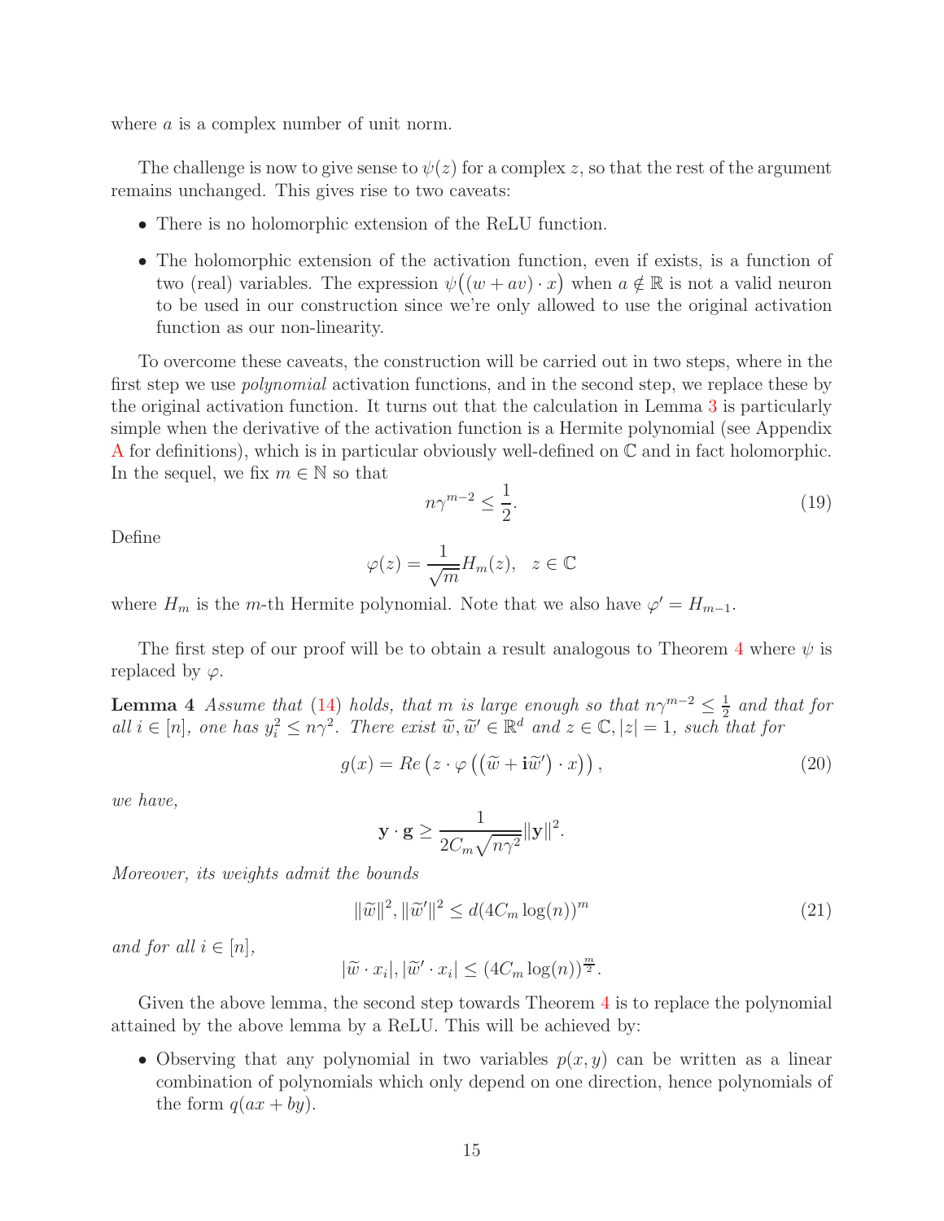where $a$ is a complex number of unit norm.

The challenge is now to give sense to $\psi(z)$ for a complex $z$, so that the rest of the argument remains unchanged. This gives rise to two caveats:

- There is no holomorphic extension of the ReLU function.
- The holomorphic extension of the activation function, even if exists, is a function of two (real) variables. The expression $\psi\big((w + av) \cdot x\big)$ when $a \notin \mathbb{R}$ is not a valid neuron to be used in our construction since we're only allowed to use the original activation function as our non-linearity.

To overcome these caveats, the construction will be carried out in two steps, where in the first step we use *polynomial* activation functions, and in the second step, we replace these by the original activation function. It turns out that the calculation in Lemma 3 is particularly simple when the derivative of the activation function is a Hermite polynomial (see Appendix A for definitions), which is in particular obviously well-defined on $\mathbb{C}$ and in fact holomorphic. In the sequel, we fix $m \in \mathbb{N}$ so that

$$n\gamma^{m-2} \leq \frac{1}{2}. \tag{19}$$

Define

$$\varphi(z) = \frac{1}{\sqrt{m}} H_m(z), \quad z \in \mathbb{C}$$

where $H_m$ is the $m$-th Hermite polynomial. Note that we also have $\varphi' = H_{m-1}$.

The first step of our proof will be to obtain a result analogous to Theorem 4 where $\psi$ is replaced by $\varphi$.

**Lemma 4** *Assume that (14) holds, that $m$ is large enough so that $n\gamma^{m-2} \leq \frac{1}{2}$ and that for all $i \in [n]$, one has $y_i^2 \leq n\gamma^2$. There exist $\widetilde{w}, \widetilde{w}' \in \mathbb{R}^d$ and $z \in \mathbb{C}, |z| = 1$, such that for*

$$g(x) = Re\left(z \cdot \varphi\left(\left(\widetilde{w} + \mathbf{i}\widetilde{w}'\right) \cdot x\right)\right), \tag{20}$$

*we have,*

$$\mathbf{y} \cdot \mathbf{g} \geq \frac{1}{2C_m\sqrt{n\gamma^2}} \|\mathbf{y}\|^2.$$

*Moreover, its weights admit the bounds*

$$\|\widetilde{w}\|^2, \|\widetilde{w}'\|^2 \leq d(4C_m \log(n))^m \tag{21}$$

*and for all $i \in [n]$,*

$$|\widetilde{w} \cdot x_i|, |\widetilde{w}' \cdot x_i| \leq (4C_m \log(n))^{\frac{m}{2}}.$$

Given the above lemma, the second step towards Theorem 4 is to replace the polynomial attained by the above lemma by a ReLU. This will be achieved by:

- Observing that any polynomial in two variables $p(x, y)$ can be written as a linear combination of polynomials which only depend on one direction, hence polynomials of the form $q(ax + by)$.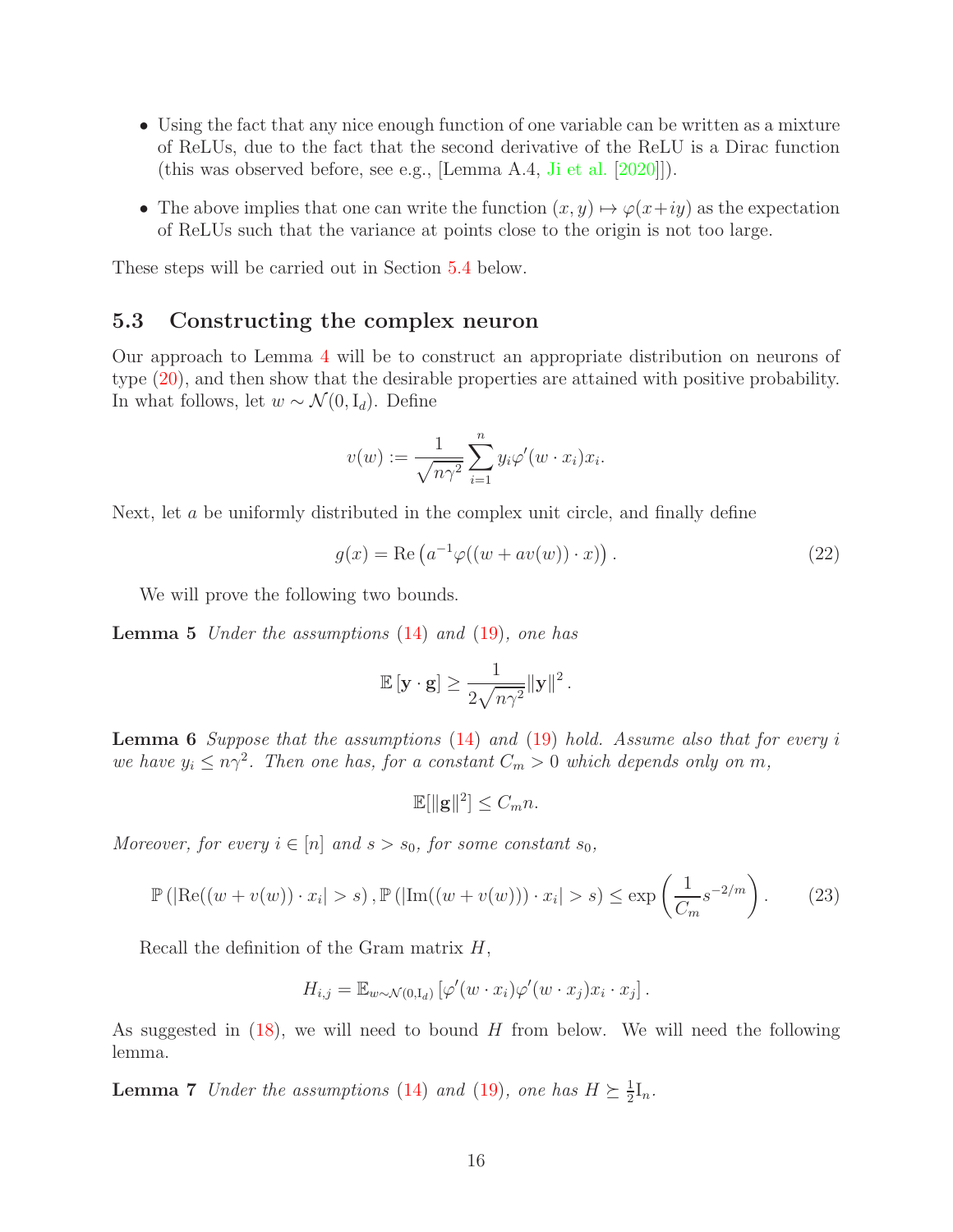- Using the fact that any nice enough function of one variable can be written as a mixture of ReLUs, due to the fact that the second derivative of the ReLU is a Dirac function (this was observed before, see e.g., [Lemma A.4, Ji et al. [2020]]).
- The above implies that one can write the function $(x, y) \mapsto \varphi(x+iy)$ as the expectation of ReLUs such that the variance at points close to the origin is not too large.

These steps will be carried out in Section 5.4 below.

## 5.3 Constructing the complex neuron

Our approach to Lemma 4 will be to construct an appropriate distribution on neurons of type (20), and then show that the desirable properties are attained with positive probability. In what follows, let $w \sim \mathcal{N}(0, \mathrm{I}_d)$. Define

$$v(w) := \frac{1}{\sqrt{n\gamma^2}} \sum_{i=1}^{n} y_i \varphi'(w \cdot x_i) x_i.$$

Next, let $a$ be uniformly distributed in the complex unit circle, and finally define

$$g(x) = \mathrm{Re}\left(a^{-1} \varphi((w + a v(w)) \cdot x)\right). \tag{22}$$

We will prove the following two bounds.

**Lemma 5** *Under the assumptions (14) and (19), one has*

$$\mathbb{E}\left[\mathbf{y} \cdot \mathbf{g}\right] \geq \frac{1}{2\sqrt{n\gamma^2}} \|\mathbf{y}\|^2.$$

**Lemma 6** *Suppose that the assumptions (14) and (19) hold. Assume also that for every $i$ we have $y_i \leq n\gamma^2$. Then one has, for a constant $C_m > 0$ which depends only on $m$,*

$$\mathbb{E}[\|\mathbf{g}\|^2] \leq C_m n.$$

*Moreover, for every $i \in [n]$ and $s > s_0$, for some constant $s_0$,*

$$\mathbb{P}\left(|\mathrm{Re}((w + v(w)) \cdot x_i| > s\right), \mathbb{P}\left(|\mathrm{Im}((w + v(w))) \cdot x_i| > s\right) \leq \exp\left(\frac{1}{C_m} s^{-2/m}\right). \tag{23}$$

Recall the definition of the Gram matrix $H$,

$$H_{i,j} = \mathbb{E}_{w \sim \mathcal{N}(0, \mathrm{I}_d)}\left[\varphi'(w \cdot x_i) \varphi'(w \cdot x_j) x_i \cdot x_j\right].$$

As suggested in (18), we will need to bound $H$ from below. We will need the following lemma.

**Lemma 7** *Under the assumptions (14) and (19), one has $H \succeq \frac{1}{2}\mathrm{I}_n$.*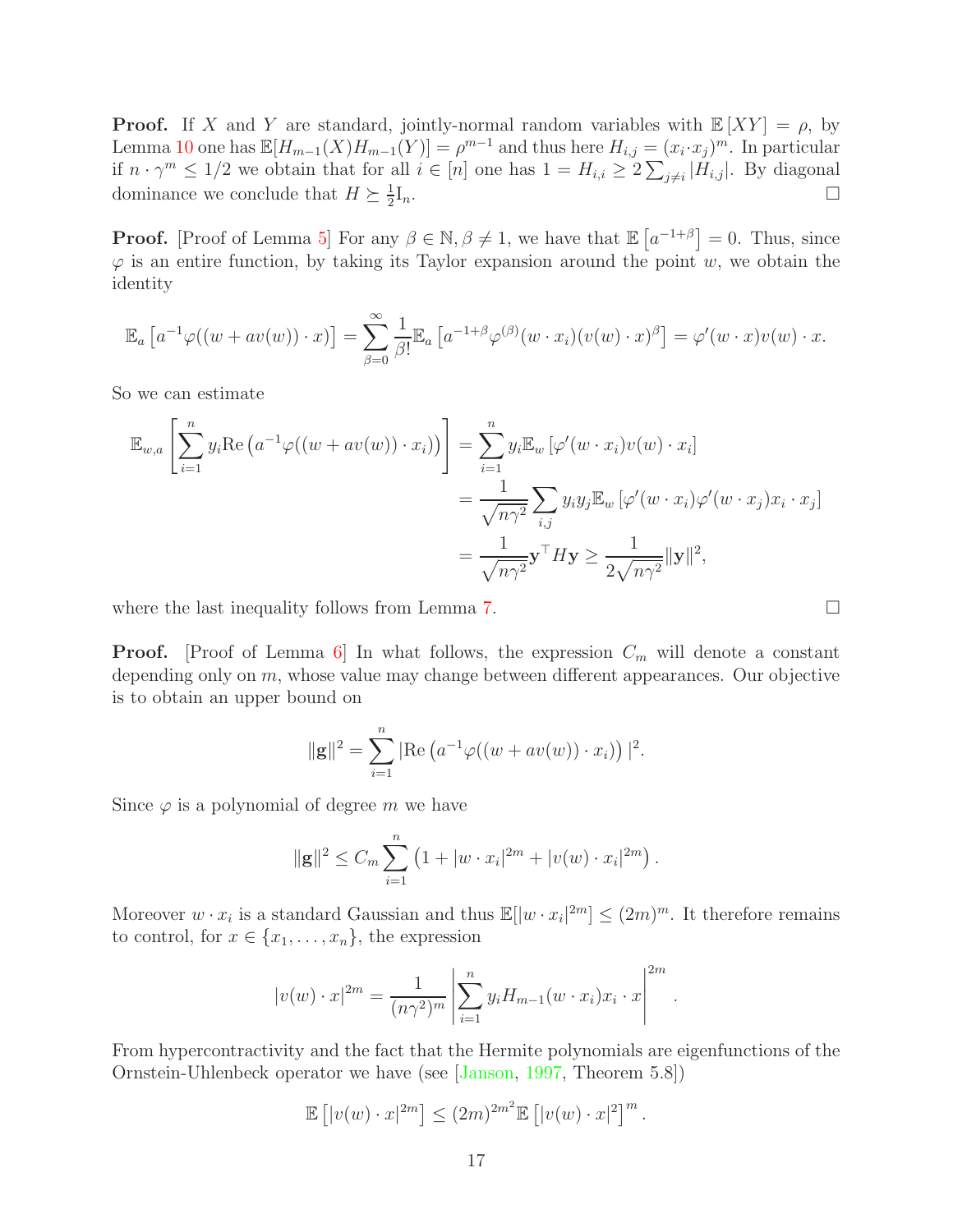**Proof.** If $X$ and $Y$ are standard, jointly-normal random variables with $\mathbb{E}[XY] = \rho$, by Lemma 10 one has $\mathbb{E}[H_{m-1}(X)H_{m-1}(Y)] = \rho^{m-1}$ and thus here $H_{i,j} = (x_i \cdot x_j)^m$. In particular if $n \cdot \gamma^m \leq 1/2$ we obtain that for all $i \in [n]$ one has $1 = H_{i,i} \geq 2\sum_{j \neq i} |H_{i,j}|$. By diagonal dominance we conclude that $H \succeq \frac{1}{2}\mathrm{I}_n$. □

**Proof.** [Proof of Lemma 5] For any $\beta \in \mathbb{N}, \beta \neq 1$, we have that $\mathbb{E}\left[a^{-1+\beta}\right] = 0$. Thus, since $\varphi$ is an entire function, by taking its Taylor expansion around the point $w$, we obtain the identity

$$\mathbb{E}_a\left[a^{-1}\varphi((w + av(w)) \cdot x)\right] = \sum_{\beta=0}^{\infty} \frac{1}{\beta!}\mathbb{E}_a\left[a^{-1+\beta}\varphi^{(\beta)}(w \cdot x_i)(v(w) \cdot x)^{\beta}\right] = \varphi'(w \cdot x)v(w) \cdot x.$$

So we can estimate

$$\begin{aligned}
\mathbb{E}_{w,a}\left[\sum_{i=1}^{n} y_i \mathrm{Re}\left(a^{-1}\varphi((w + av(w)) \cdot x_i)\right)\right] &= \sum_{i=1}^{n} y_i \mathbb{E}_w\left[\varphi'(w \cdot x_i)v(w) \cdot x_i\right] \\
&= \frac{1}{\sqrt{n\gamma^2}} \sum_{i,j} y_i y_j \mathbb{E}_w\left[\varphi'(w \cdot x_i)\varphi'(w \cdot x_j)x_i \cdot x_j\right] \\
&= \frac{1}{\sqrt{n\gamma^2}} \mathbf{y}^\top H \mathbf{y} \geq \frac{1}{2\sqrt{n\gamma^2}}\|\mathbf{y}\|^2,
\end{aligned}$$

where the last inequality follows from Lemma 7. □

**Proof.** [Proof of Lemma 6] In what follows, the expression $C_m$ will denote a constant depending only on $m$, whose value may change between different appearances. Our objective is to obtain an upper bound on

$$\|\mathbf{g}\|^2 = \sum_{i=1}^{n} |\mathrm{Re}\left(a^{-1}\varphi((w + av(w)) \cdot x_i)\right)|^2.$$

Since $\varphi$ is a polynomial of degree $m$ we have

$$\|\mathbf{g}\|^2 \leq C_m \sum_{i=1}^{n} \left(1 + |w \cdot x_i|^{2m} + |v(w) \cdot x_i|^{2m}\right).$$

Moreover $w \cdot x_i$ is a standard Gaussian and thus $\mathbb{E}[|w \cdot x_i|^{2m}] \leq (2m)^m$. It therefore remains to control, for $x \in \{x_1, \ldots, x_n\}$, the expression

$$|v(w) \cdot x|^{2m} = \frac{1}{(n\gamma^2)^m}\left|\sum_{i=1}^{n} y_i H_{m-1}(w \cdot x_i) x_i \cdot x\right|^{2m}.$$

From hypercontractivity and the fact that the Hermite polynomials are eigenfunctions of the Ornstein-Uhlenbeck operator we have (see [Janson, 1997, Theorem 5.8])

$$\mathbb{E}\left[|v(w) \cdot x|^{2m}\right] \leq (2m)^{2m^2}\mathbb{E}\left[|v(w) \cdot x|^2\right]^m.$$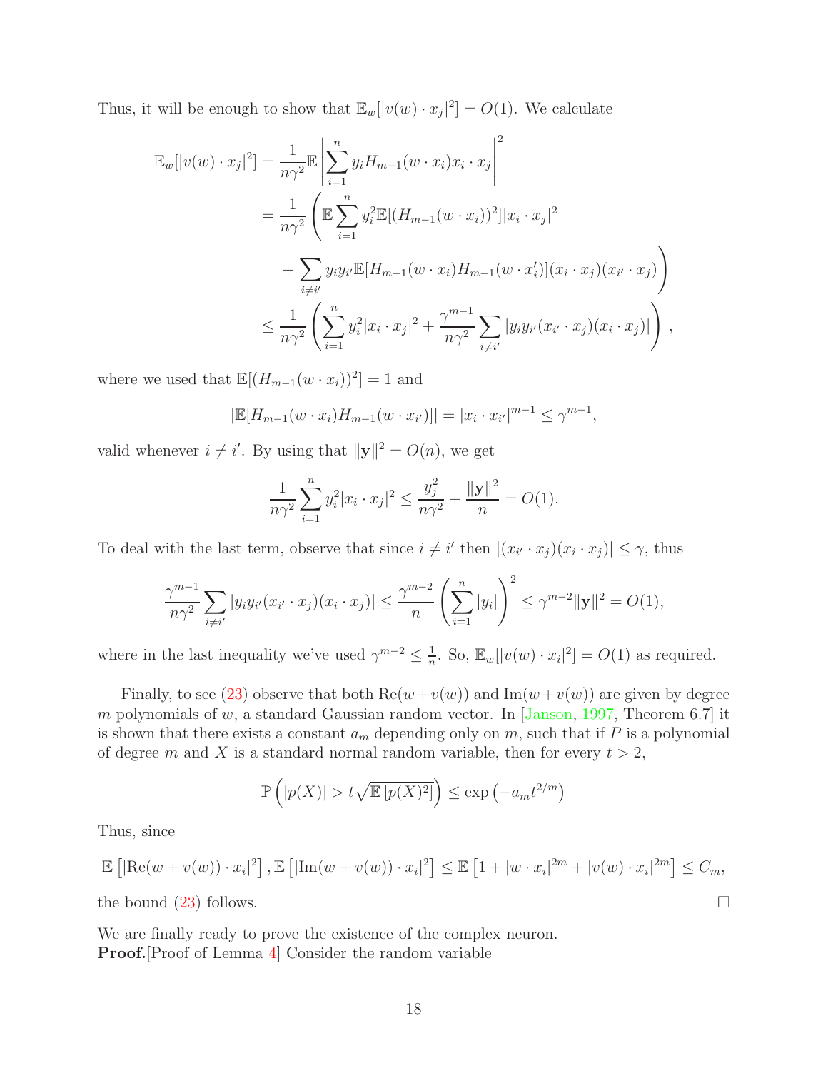Thus, it will be enough to show that $\mathbb{E}_w[|v(w) \cdot x_j|^2] = O(1)$. We calculate

$$
\begin{aligned}
\mathbb{E}_w[|v(w) \cdot x_j|^2] &= \frac{1}{n\gamma^2}\mathbb{E}\left|\sum_{i=1}^n y_i H_{m-1}(w \cdot x_i) x_i \cdot x_j\right|^2 \\
&= \frac{1}{n\gamma^2}\left(\mathbb{E}\sum_{i=1}^n y_i^2 \mathbb{E}[(H_{m-1}(w \cdot x_i))^2]|x_i \cdot x_j|^2\right. \\
&\quad \left. + \sum_{i \neq i'} y_i y_{i'} \mathbb{E}[H_{m-1}(w \cdot x_i) H_{m-1}(w \cdot x_i')](x_i \cdot x_j)(x_{i'} \cdot x_j)\right) \\
&\leq \frac{1}{n\gamma^2}\left(\sum_{i=1}^n y_i^2 |x_i \cdot x_j|^2 + \frac{\gamma^{m-1}}{n\gamma^2}\sum_{i \neq i'} |y_i y_{i'}(x_{i'} \cdot x_j)(x_i \cdot x_j)|\right),
\end{aligned}
$$

where we used that $\mathbb{E}[(H_{m-1}(w \cdot x_i))^2] = 1$ and

$$
|\mathbb{E}[H_{m-1}(w \cdot x_i) H_{m-1}(w \cdot x_{i'})]| = |x_i \cdot x_{i'}|^{m-1} \leq \gamma^{m-1},
$$

valid whenever $i \neq i'$. By using that $\|\mathbf{y}\|^2 = O(n)$, we get

$$
\frac{1}{n\gamma^2}\sum_{i=1}^n y_i^2 |x_i \cdot x_j|^2 \leq \frac{y_j^2}{n\gamma^2} + \frac{\|\mathbf{y}\|^2}{n} = O(1).
$$

To deal with the last term, observe that since $i \neq i'$ then $|(x_{i'} \cdot x_j)(x_i \cdot x_j)| \leq \gamma$, thus

$$
\frac{\gamma^{m-1}}{n\gamma^2}\sum_{i \neq i'} |y_i y_{i'}(x_{i'} \cdot x_j)(x_i \cdot x_j)| \leq \frac{\gamma^{m-2}}{n}\left(\sum_{i=1}^n |y_i|\right)^2 \leq \gamma^{m-2}\|\mathbf{y}\|^2 = O(1),
$$

where in the last inequality we've used $\gamma^{m-2} \leq \frac{1}{n}$. So, $\mathbb{E}_w[|v(w) \cdot x_i|^2] = O(1)$ as required.

Finally, to see (23) observe that both $\mathrm{Re}(w + v(w))$ and $\mathrm{Im}(w + v(w))$ are given by degree $m$ polynomials of $w$, a standard Gaussian random vector. In [Janson, 1997, Theorem 6.7] it is shown that there exists a constant $a_m$ depending only on $m$, such that if $P$ is a polynomial of degree $m$ and $X$ is a standard normal random variable, then for every $t > 2$,

$$
\mathbb{P}\left(|p(X)| > t\sqrt{\mathbb{E}\left[p(X)^2\right]}\right) \leq \exp\left(-a_m t^{2/m}\right)
$$

Thus, since

$$
\mathbb{E}\left[|\mathrm{Re}(w + v(w)) \cdot x_i|^2\right], \mathbb{E}\left[|\mathrm{Im}(w + v(w)) \cdot x_i|^2\right] \leq \mathbb{E}\left[1 + |w \cdot x_i|^{2m} + |v(w) \cdot x_i|^{2m}\right] \leq C_m,
$$

the bound (23) follows. □

We are finally ready to prove the existence of the complex neuron.
**Proof.**[Proof of Lemma 4] Consider the random variable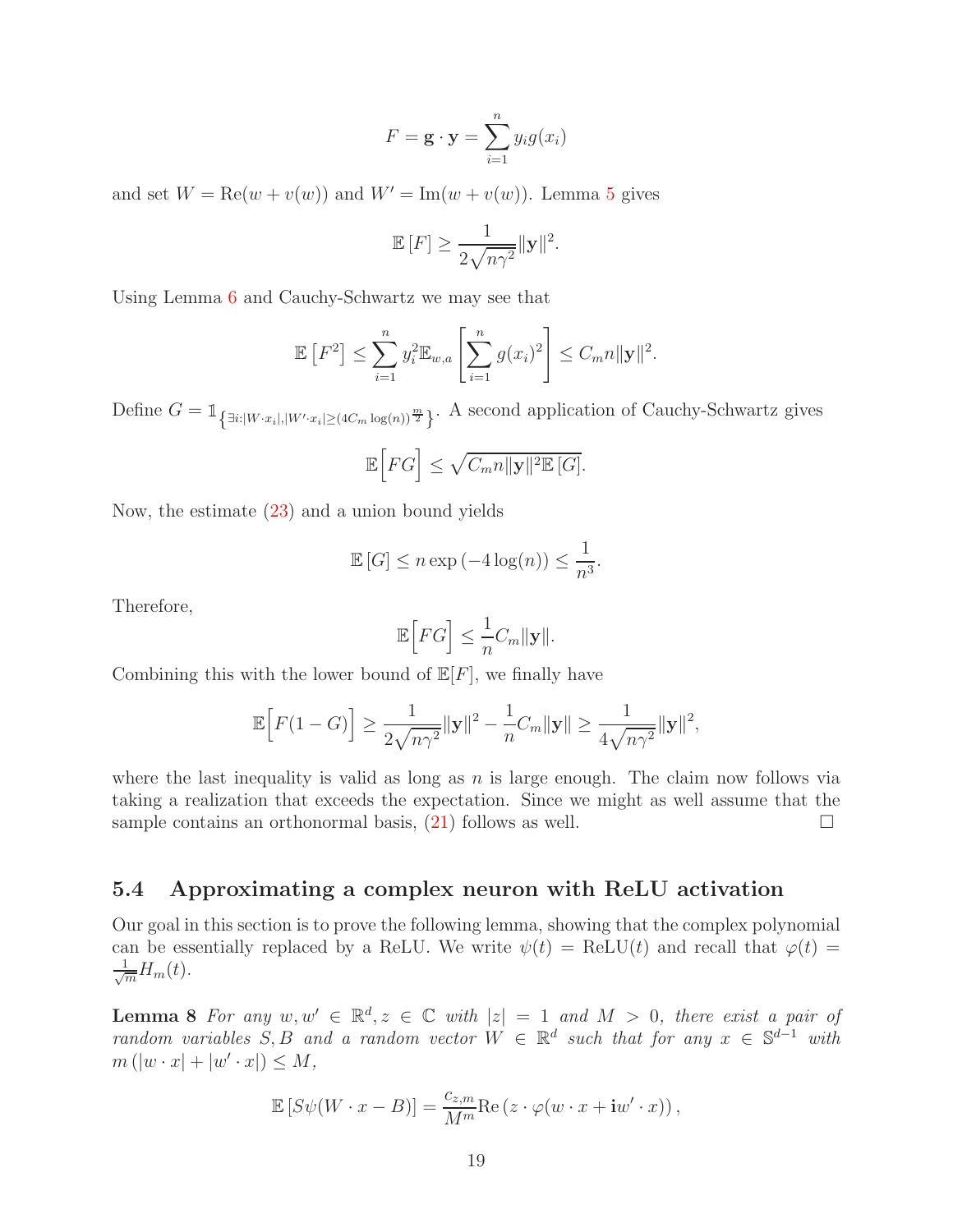$$F = \mathbf{g} \cdot \mathbf{y} = \sum_{i=1}^{n} y_i g(x_i)$$

and set $W = \text{Re}(w + v(w))$ and $W' = \text{Im}(w + v(w))$. Lemma 5 gives

$$\mathbb{E}\left[F\right] \geq \frac{1}{2\sqrt{n\gamma^2}}\|\mathbf{y}\|^2.$$

Using Lemma 6 and Cauchy-Schwartz we may see that

$$\mathbb{E}\left[F^2\right] \leq \sum_{i=1}^{n} y_i^2 \mathbb{E}_{w,a}\left[\sum_{i=1}^{n} g(x_i)^2\right] \leq C_m n \|\mathbf{y}\|^2.$$

Define $G = \mathbb{1}_{\left\{\exists i: |W \cdot x_i|, |W' \cdot x_i| \geq (4C_m \log(n))^{\frac{m}{2}}\right\}}$. A second application of Cauchy-Schwartz gives

$$\mathbb{E}\Big[FG\Big] \leq \sqrt{C_m n \|\mathbf{y}\|^2 \mathbb{E}\left[G\right]}.$$

Now, the estimate (23) and a union bound yields

$$\mathbb{E}\left[G\right] \leq n \exp\left(-4\log(n)\right) \leq \frac{1}{n^3}.$$

Therefore,

$$\mathbb{E}\Big[FG\Big] \leq \frac{1}{n} C_m \|\mathbf{y}\|.$$

Combining this with the lower bound of $\mathbb{E}[F]$, we finally have

$$\mathbb{E}\Big[F(1-G)\Big] \geq \frac{1}{2\sqrt{n\gamma^2}}\|\mathbf{y}\|^2 - \frac{1}{n}C_m\|\mathbf{y}\| \geq \frac{1}{4\sqrt{n\gamma^2}}\|\mathbf{y}\|^2,$$

where the last inequality is valid as long as $n$ is large enough. The claim now follows via taking a realization that exceeds the expectation. Since we might as well assume that the sample contains an orthonormal basis, (21) follows as well. □

### 5.4 Approximating a complex neuron with ReLU activation

Our goal in this section is to prove the following lemma, showing that the complex polynomial can be essentially replaced by a ReLU. We write $\psi(t) = \text{ReLU}(t)$ and recall that $\varphi(t) = \frac{1}{\sqrt{m}}H_m(t)$.

**Lemma 8** *For any $w, w' \in \mathbb{R}^d, z \in \mathbb{C}$ with $|z| = 1$ and $M > 0$, there exist a pair of random variables $S, B$ and a random vector $W \in \mathbb{R}^d$ such that for any $x \in \mathbb{S}^{d-1}$ with $m\left(|w \cdot x| + |w' \cdot x|\right) \leq M$,*

$$\mathbb{E}\left[S\psi(W \cdot x - B)\right] = \frac{c_{z,m}}{M^m}\text{Re}\left(z \cdot \varphi(w \cdot x + \mathbf{i}w' \cdot x)\right),$$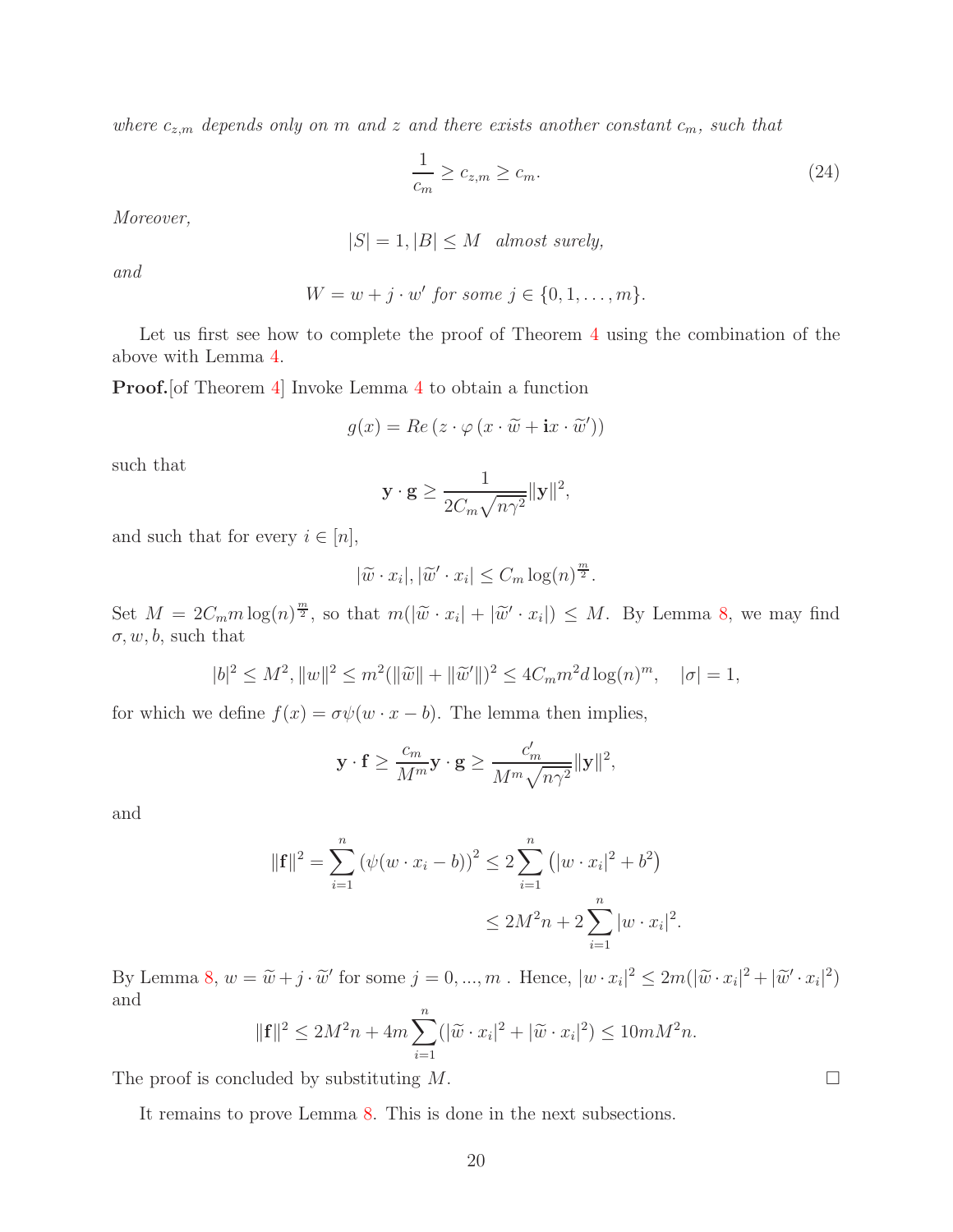*where $c_{z,m}$ depends only on $m$ and $z$ and there exists another constant $c_m$, such that*

$$\frac{1}{c_m} \geq c_{z,m} \geq c_m. \tag{24}$$

*Moreover,*

$$|S| = 1, |B| \leq M \quad \text{almost surely,}$$

*and*

$$W = w + j \cdot w' \text{ for some } j \in \{0, 1, \ldots, m\}.$$

Let us first see how to complete the proof of Theorem 4 using the combination of the above with Lemma 4.

**Proof.**[of Theorem 4] Invoke Lemma 4 to obtain a function

$$g(x) = Re\left(z \cdot \varphi\left(x \cdot \widetilde{w} + \mathbf{i}x \cdot \widetilde{w}'\right)\right)$$

such that

$$\mathbf{y} \cdot \mathbf{g} \geq \frac{1}{2C_m\sqrt{n\gamma^2}}\|\mathbf{y}\|^2,$$

and such that for every $i \in [n]$,

$$|\widetilde{w} \cdot x_i|, |\widetilde{w}' \cdot x_i| \leq C_m \log(n)^{\frac{m}{2}}.$$

Set $M = 2C_m m \log(n)^{\frac{m}{2}}$, so that $m(|\widetilde{w} \cdot x_i| + |\widetilde{w}' \cdot x_i|) \leq M$. By Lemma 8, we may find $\sigma, w, b$, such that

$$|b|^2 \leq M^2, \|w\|^2 \leq m^2(\|\widetilde{w}\| + \|\widetilde{w}'\|)^2 \leq 4C_m m^2 d \log(n)^m, \quad |\sigma| = 1,$$

for which we define $f(x) = \sigma\psi(w \cdot x - b)$. The lemma then implies,

$$\mathbf{y} \cdot \mathbf{f} \geq \frac{c_m}{M^m}\mathbf{y} \cdot \mathbf{g} \geq \frac{c_m'}{M^m\sqrt{n\gamma^2}}\|\mathbf{y}\|^2,$$

and

$$\begin{aligned}\|\mathbf{f}\|^2 = \sum_{i=1}^n \left(\psi(w \cdot x_i - b)\right)^2 &\leq 2\sum_{i=1}^n \left(|w \cdot x_i|^2 + b^2\right) \\ &\leq 2M^2 n + 2\sum_{i=1}^n |w \cdot x_i|^2.\end{aligned}$$

By Lemma 8, $w = \widetilde{w} + j \cdot \widetilde{w}'$ for some $j = 0, ..., m$ . Hence, $|w \cdot x_i|^2 \leq 2m(|\widetilde{w} \cdot x_i|^2 + |\widetilde{w}' \cdot x_i|^2)$ and

$$\|\mathbf{f}\|^2 \leq 2M^2 n + 4m\sum_{i=1}^n (|\widetilde{w} \cdot x_i|^2 + |\widetilde{w} \cdot x_i|^2) \leq 10mM^2 n.$$

The proof is concluded by substituting $M$. □

It remains to prove Lemma 8. This is done in the next subsections.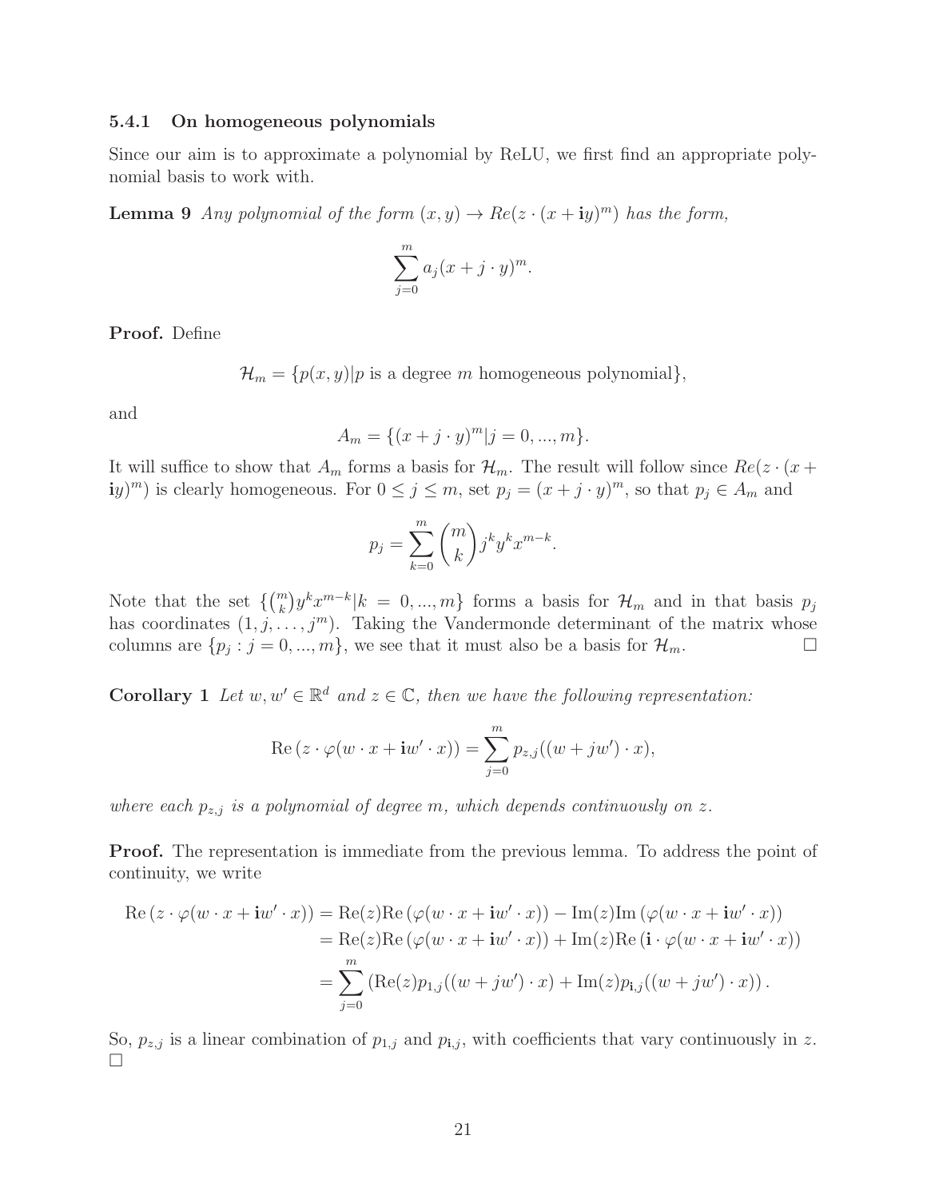### 5.4.1 On homogeneous polynomials

Since our aim is to approximate a polynomial by ReLU, we first find an appropriate polynomial basis to work with.

**Lemma 9** *Any polynomial of the form $(x, y) \to Re(z \cdot (x + \mathbf{i}y)^m)$ has the form,*

$$\sum_{j=0}^{m} a_j (x + j \cdot y)^m.$$

**Proof.** Define

$$\mathcal{H}_m = \{p(x, y) | p \text{ is a degree } m \text{ homogeneous polynomial}\},$$

and

$$A_m = \{(x + j \cdot y)^m | j = 0, ..., m\}.$$

It will suffice to show that $A_m$ forms a basis for $\mathcal{H}_m$. The result will follow since $Re(z \cdot (x + \mathbf{i}y)^m)$ is clearly homogeneous. For $0 \leq j \leq m$, set $p_j = (x + j \cdot y)^m$, so that $p_j \in A_m$ and

$$p_j = \sum_{k=0}^{m} \binom{m}{k} j^k y^k x^{m-k}.$$

Note that the set $\{\binom{m}{k} y^k x^{m-k} | k = 0, ..., m\}$ forms a basis for $\mathcal{H}_m$ and in that basis $p_j$ has coordinates $(1, j, \ldots, j^m)$. Taking the Vandermonde determinant of the matrix whose columns are $\{p_j : j = 0, ..., m\}$, we see that it must also be a basis for $\mathcal{H}_m$. □

**Corollary 1** *Let $w, w' \in \mathbb{R}^d$ and $z \in \mathbb{C}$, then we have the following representation:*

$$\text{Re}\,(z \cdot \varphi(w \cdot x + \mathbf{i}w' \cdot x)) = \sum_{j=0}^{m} p_{z,j}((w + jw') \cdot x),$$

*where each $p_{z,j}$ is a polynomial of degree $m$, which depends continuously on $z$.*

**Proof.** The representation is immediate from the previous lemma. To address the point of continuity, we write

$$\begin{aligned}
\text{Re}\,(z \cdot \varphi(w \cdot x + \mathbf{i}w' \cdot x)) &= \text{Re}(z)\text{Re}\,(\varphi(w \cdot x + \mathbf{i}w' \cdot x)) - \text{Im}(z)\text{Im}\,(\varphi(w \cdot x + \mathbf{i}w' \cdot x)) \\
&= \text{Re}(z)\text{Re}\,(\varphi(w \cdot x + \mathbf{i}w' \cdot x)) + \text{Im}(z)\text{Re}\,(\mathbf{i} \cdot \varphi(w \cdot x + \mathbf{i}w' \cdot x)) \\
&= \sum_{j=0}^{m} \left(\text{Re}(z) p_{1,j}((w + jw') \cdot x) + \text{Im}(z) p_{\mathbf{i},j}((w + jw') \cdot x)\right).
\end{aligned}$$

So, $p_{z,j}$ is a linear combination of $p_{1,j}$ and $p_{\mathbf{i},j}$, with coefficients that vary continuously in $z$. □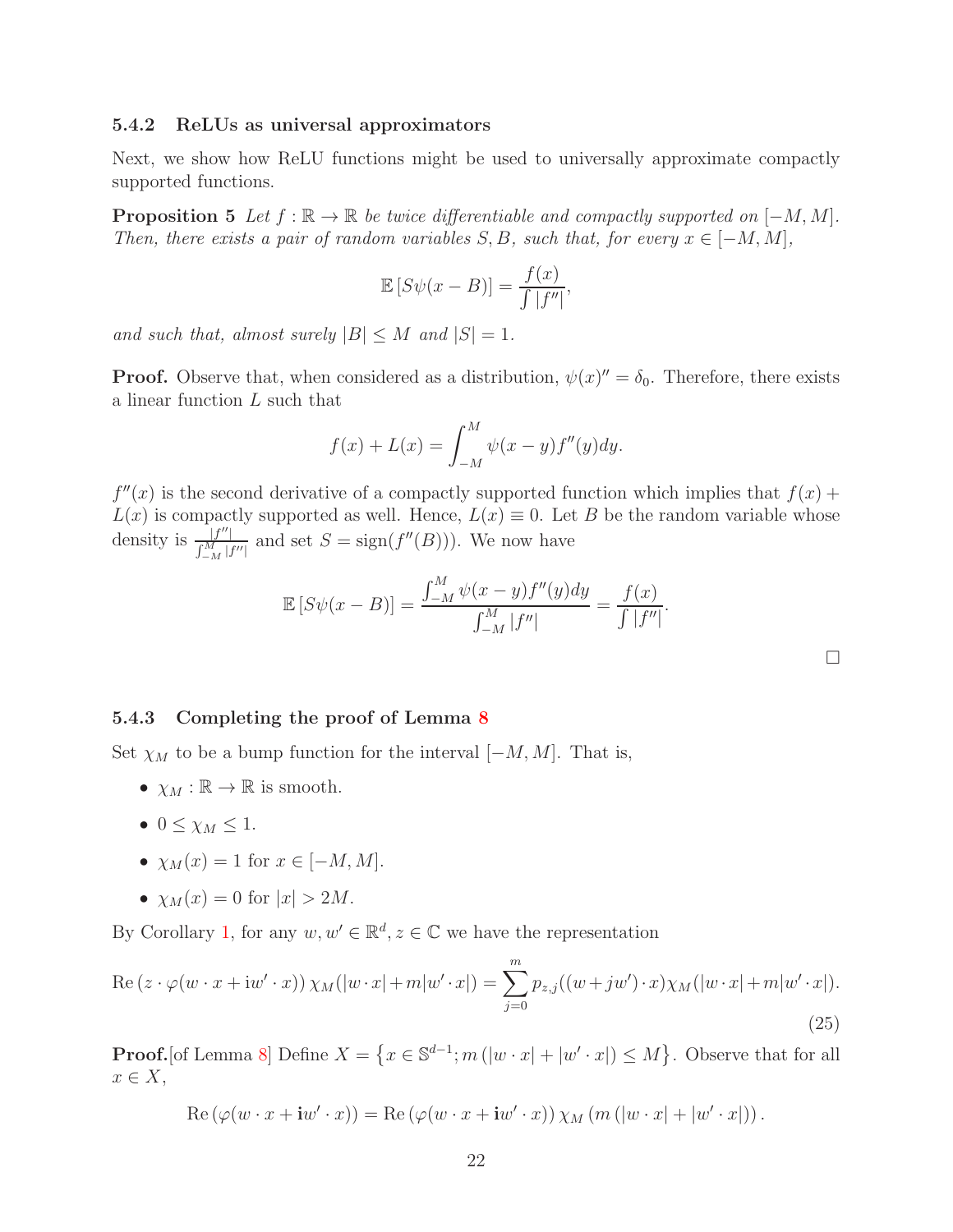### 5.4.2 ReLUs as universal approximators

Next, we show how ReLU functions might be used to universally approximate compactly supported functions.

**Proposition 5** *Let $f : \mathbb{R} \to \mathbb{R}$ be twice differentiable and compactly supported on $[-M, M]$. Then, there exists a pair of random variables $S, B$, such that, for every $x \in [-M, M]$,*

$$\mathbb{E}\left[S\psi(x - B)\right] = \frac{f(x)}{\int |f''|},$$

*and such that, almost surely $|B| \leq M$ and $|S| = 1$.*

**Proof.** Observe that, when considered as a distribution, $\psi(x)'' = \delta_0$. Therefore, there exists a linear function $L$ such that

$$f(x) + L(x) = \int_{-M}^{M} \psi(x - y) f''(y) dy.$$

$f''(x)$ is the second derivative of a compactly supported function which implies that $f(x) + L(x)$ is compactly supported as well. Hence, $L(x) \equiv 0$. Let $B$ be the random variable whose density is $\frac{|f''|}{\int_{-M}^{M} |f''|}$ and set $S = \text{sign}(f''(B)))$. We now have

$$\mathbb{E}\left[S\psi(x - B)\right] = \frac{\int_{-M}^{M} \psi(x - y) f''(y) dy}{\int_{-M}^{M} |f''|} = \frac{f(x)}{\int |f''|}.$$

□

### 5.4.3 Completing the proof of Lemma 8

Set $\chi_M$ to be a bump function for the interval $[-M, M]$. That is,

- $\chi_M : \mathbb{R} \to \mathbb{R}$ is smooth.
- $0 \leq \chi_M \leq 1$.
- $\chi_M(x) = 1$ for $x \in [-M, M]$.
- $\chi_M(x) = 0$ for $|x| > 2M$.

By Corollary 1, for any $w, w' \in \mathbb{R}^d, z \in \mathbb{C}$ we have the representation

$$\text{Re}\left(z \cdot \varphi(w \cdot x + \text{i}w' \cdot x)\right) \chi_M(|w \cdot x| + m|w' \cdot x|) = \sum_{j=0}^{m} p_{z,j}((w + jw') \cdot x) \chi_M(|w \cdot x| + m|w' \cdot x|). \tag{25}$$

**Proof.**[of Lemma 8] Define $X = \left\{x \in \mathbb{S}^{d-1}; m\left(|w \cdot x| + |w' \cdot x|\right) \leq M\right\}$. Observe that for all $x \in X$,

$$\text{Re}\left(\varphi(w \cdot x + \mathbf{i}w' \cdot x)\right) = \text{Re}\left(\varphi(w \cdot x + \mathbf{i}w' \cdot x)\right) \chi_M\left(m\left(|w \cdot x| + |w' \cdot x|\right)\right).$$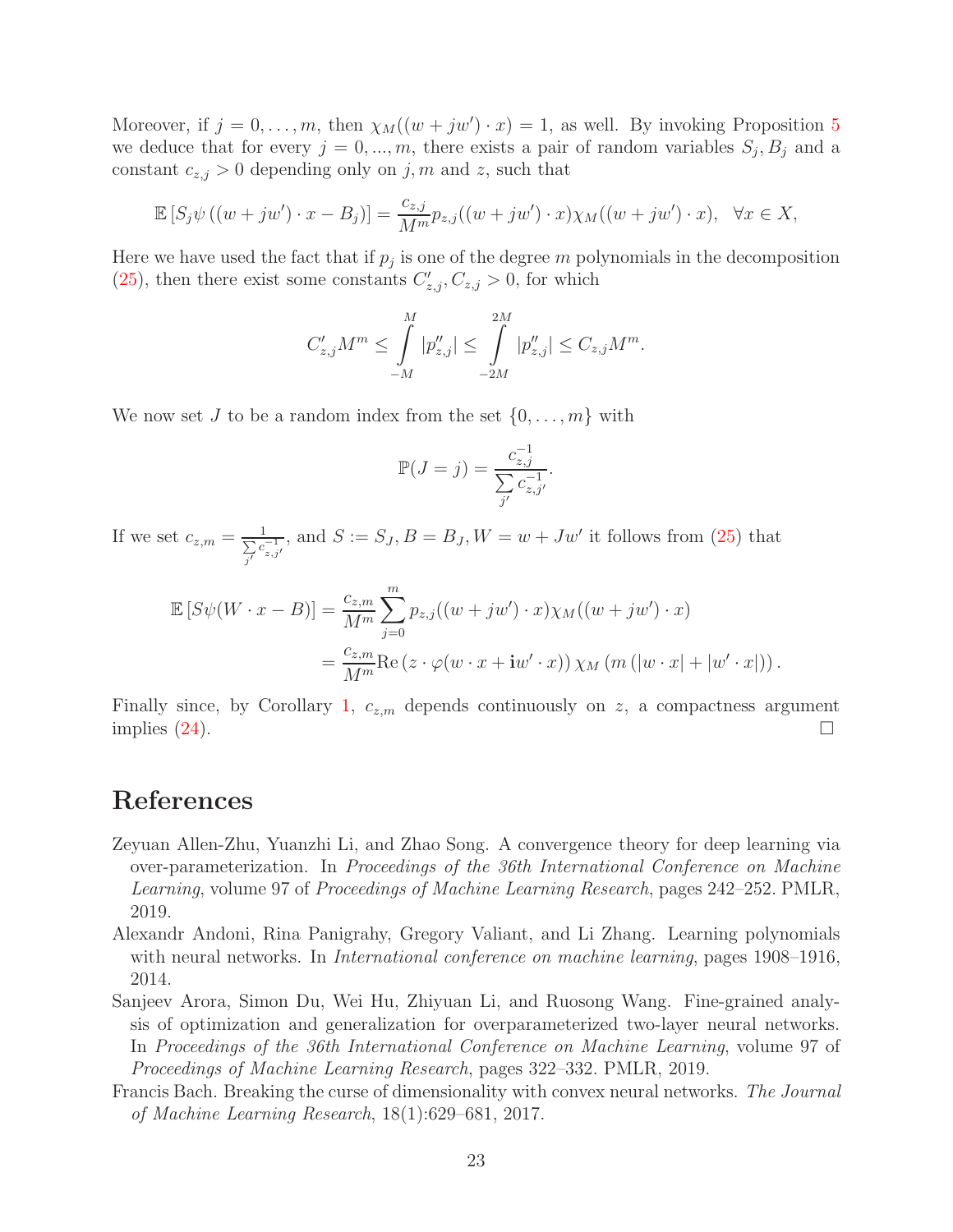Moreover, if $j = 0, \dots, m$, then $\chi_M((w + jw') \cdot x) = 1$, as well. By invoking Proposition 5 we deduce that for every $j = 0, ..., m$, there exists a pair of random variables $S_j, B_j$ and a constant $c_{z,j} > 0$ depending only on $j, m$ and $z$, such that

$$\mathbb{E}\left[S_j \psi\left((w + jw') \cdot x - B_j\right)\right] = \frac{c_{z,j}}{M^m} p_{z,j}((w + jw') \cdot x)\chi_M((w + jw') \cdot x), \quad \forall x \in X,$$

Here we have used the fact that if $p_j$ is one of the degree $m$ polynomials in the decomposition (25), then there exist some constants $C'_{z,j}, C_{z,j} > 0$, for which

$$C'_{z,j} M^m \leq \int_{-M}^{M} |p''_{z,j}| \leq \int_{-2M}^{2M} |p''_{z,j}| \leq C_{z,j} M^m.$$

We now set $J$ to be a random index from the set $\{0, \dots, m\}$ with

$$\mathbb{P}(J = j) = \frac{c_{z,j}^{-1}}{\sum\limits_{j'} c_{z,j'}^{-1}}.$$

If we set $c_{z,m} = \frac{1}{\sum\limits_{j'} c_{z,j'}^{-1}}$, and $S := S_J, B = B_J, W = w + Jw'$ it follows from (25) that

$$\begin{aligned}
\mathbb{E}\left[S\psi(W \cdot x - B)\right] &= \frac{c_{z,m}}{M^m} \sum_{j=0}^{m} p_{z,j}((w + jw') \cdot x)\chi_M((w + jw') \cdot x) \\
&= \frac{c_{z,m}}{M^m} \mathrm{Re}\left(z \cdot \varphi(w \cdot x + \mathbf{i}w' \cdot x)\right) \chi_M\left(m\left(|w \cdot x| + |w' \cdot x|\right)\right).
\end{aligned}$$

Finally since, by Corollary 1, $c_{z,m}$ depends continuously on $z$, a compactness argument implies (24). □

# References

Zeyuan Allen-Zhu, Yuanzhi Li, and Zhao Song. A convergence theory for deep learning via over-parameterization. In *Proceedings of the 36th International Conference on Machine Learning*, volume 97 of *Proceedings of Machine Learning Research*, pages 242–252. PMLR, 2019.

Alexandr Andoni, Rina Panigrahy, Gregory Valiant, and Li Zhang. Learning polynomials with neural networks. In *International conference on machine learning*, pages 1908–1916, 2014.

Sanjeev Arora, Simon Du, Wei Hu, Zhiyuan Li, and Ruosong Wang. Fine-grained analysis of optimization and generalization for overparameterized two-layer neural networks. In *Proceedings of the 36th International Conference on Machine Learning*, volume 97 of *Proceedings of Machine Learning Research*, pages 322–332. PMLR, 2019.

Francis Bach. Breaking the curse of dimensionality with convex neural networks. *The Journal of Machine Learning Research*, 18(1):629–681, 2017.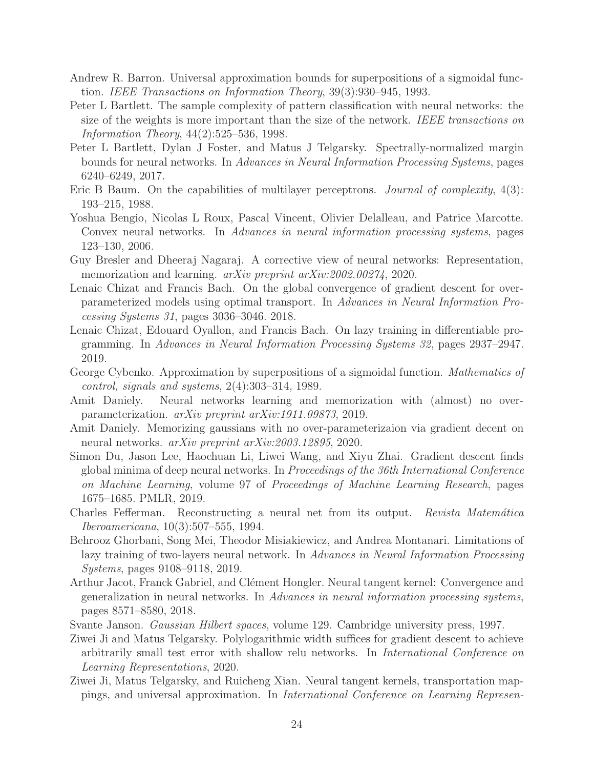Andrew R. Barron. Universal approximation bounds for superpositions of a sigmoidal function. *IEEE Transactions on Information Theory*, 39(3):930–945, 1993.

Peter L Bartlett. The sample complexity of pattern classification with neural networks: the size of the weights is more important than the size of the network. *IEEE transactions on Information Theory*, 44(2):525–536, 1998.

Peter L Bartlett, Dylan J Foster, and Matus J Telgarsky. Spectrally-normalized margin bounds for neural networks. In *Advances in Neural Information Processing Systems*, pages 6240–6249, 2017.

Eric B Baum. On the capabilities of multilayer perceptrons. *Journal of complexity*, 4(3): 193–215, 1988.

Yoshua Bengio, Nicolas L Roux, Pascal Vincent, Olivier Delalleau, and Patrice Marcotte. Convex neural networks. In *Advances in neural information processing systems*, pages 123–130, 2006.

Guy Bresler and Dheeraj Nagaraj. A corrective view of neural networks: Representation, memorization and learning. *arXiv preprint arXiv:2002.00274*, 2020.

Lenaic Chizat and Francis Bach. On the global convergence of gradient descent for over-parameterized models using optimal transport. In *Advances in Neural Information Processing Systems 31*, pages 3036–3046. 2018.

Lenaic Chizat, Edouard Oyallon, and Francis Bach. On lazy training in differentiable programming. In *Advances in Neural Information Processing Systems 32*, pages 2937–2947. 2019.

George Cybenko. Approximation by superpositions of a sigmoidal function. *Mathematics of control, signals and systems*, 2(4):303–314, 1989.

Amit Daniely. Neural networks learning and memorization with (almost) no over-parameterization. *arXiv preprint arXiv:1911.09873*, 2019.

Amit Daniely. Memorizing gaussians with no over-parameterizaion via gradient decent on neural networks. *arXiv preprint arXiv:2003.12895*, 2020.

Simon Du, Jason Lee, Haochuan Li, Liwei Wang, and Xiyu Zhai. Gradient descent finds global minima of deep neural networks. In *Proceedings of the 36th International Conference on Machine Learning*, volume 97 of *Proceedings of Machine Learning Research*, pages 1675–1685. PMLR, 2019.

Charles Fefferman. Reconstructing a neural net from its output. *Revista Matemática Iberoamericana*, 10(3):507–555, 1994.

Behrooz Ghorbani, Song Mei, Theodor Misiakiewicz, and Andrea Montanari. Limitations of lazy training of two-layers neural network. In *Advances in Neural Information Processing Systems*, pages 9108–9118, 2019.

Arthur Jacot, Franck Gabriel, and Clément Hongler. Neural tangent kernel: Convergence and generalization in neural networks. In *Advances in neural information processing systems*, pages 8571–8580, 2018.

Svante Janson. *Gaussian Hilbert spaces*, volume 129. Cambridge university press, 1997.

Ziwei Ji and Matus Telgarsky. Polylogarithmic width suffices for gradient descent to achieve arbitrarily small test error with shallow relu networks. In *International Conference on Learning Representations*, 2020.

Ziwei Ji, Matus Telgarsky, and Ruicheng Xian. Neural tangent kernels, transportation mappings, and universal approximation. In *International Conference on Learning Represen-*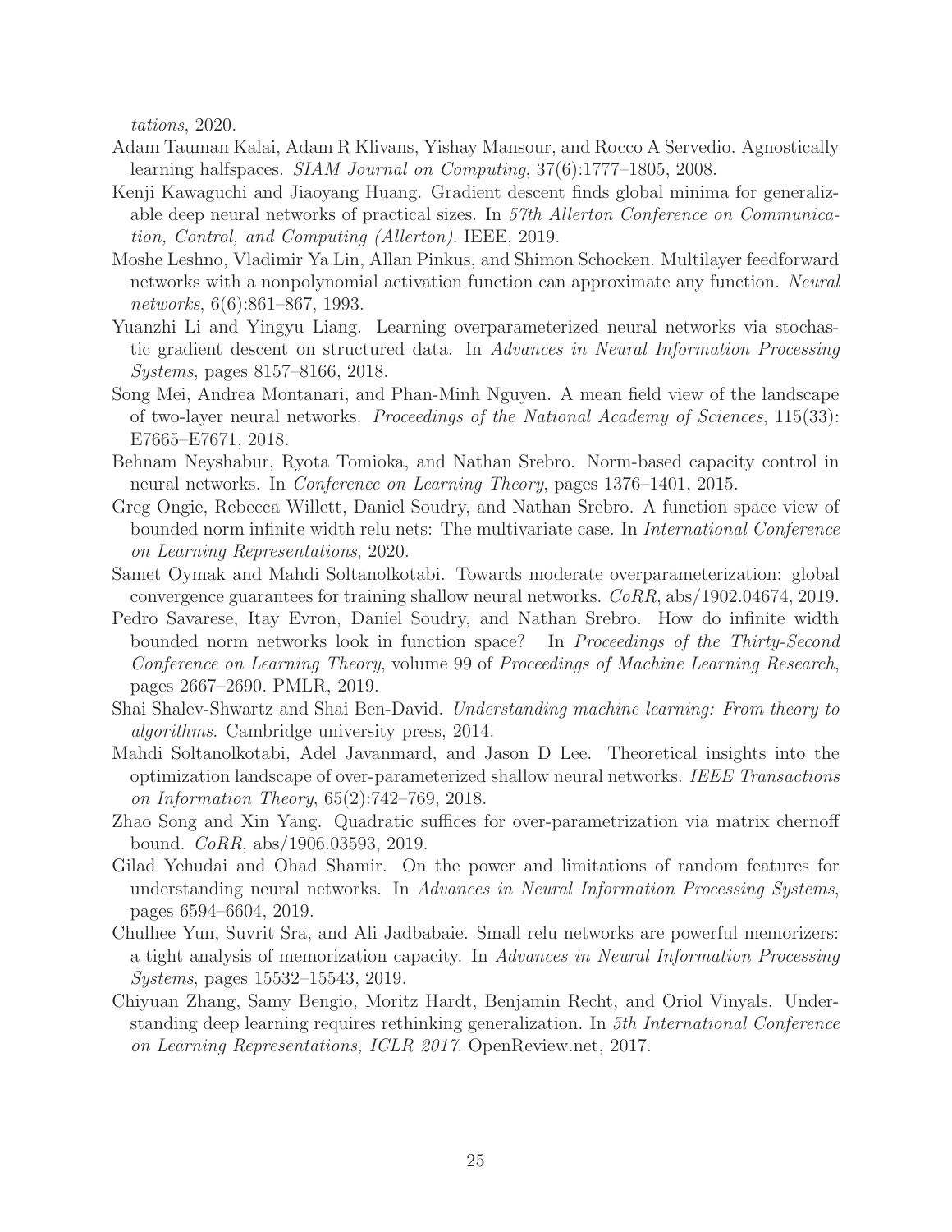*tations*, 2020.

Adam Tauman Kalai, Adam R Klivans, Yishay Mansour, and Rocco A Servedio. Agnostically learning halfspaces. *SIAM Journal on Computing*, 37(6):1777–1805, 2008.

Kenji Kawaguchi and Jiaoyang Huang. Gradient descent finds global minima for generalizable deep neural networks of practical sizes. In *57th Allerton Conference on Communication, Control, and Computing (Allerton)*. IEEE, 2019.

Moshe Leshno, Vladimir Ya Lin, Allan Pinkus, and Shimon Schocken. Multilayer feedforward networks with a nonpolynomial activation function can approximate any function. *Neural networks*, 6(6):861–867, 1993.

Yuanzhi Li and Yingyu Liang. Learning overparameterized neural networks via stochastic gradient descent on structured data. In *Advances in Neural Information Processing Systems*, pages 8157–8166, 2018.

Song Mei, Andrea Montanari, and Phan-Minh Nguyen. A mean field view of the landscape of two-layer neural networks. *Proceedings of the National Academy of Sciences*, 115(33): E7665–E7671, 2018.

Behnam Neyshabur, Ryota Tomioka, and Nathan Srebro. Norm-based capacity control in neural networks. In *Conference on Learning Theory*, pages 1376–1401, 2015.

Greg Ongie, Rebecca Willett, Daniel Soudry, and Nathan Srebro. A function space view of bounded norm infinite width relu nets: The multivariate case. In *International Conference on Learning Representations*, 2020.

Samet Oymak and Mahdi Soltanolkotabi. Towards moderate overparameterization: global convergence guarantees for training shallow neural networks. *CoRR*, abs/1902.04674, 2019.

Pedro Savarese, Itay Evron, Daniel Soudry, and Nathan Srebro. How do infinite width bounded norm networks look in function space? In *Proceedings of the Thirty-Second Conference on Learning Theory*, volume 99 of *Proceedings of Machine Learning Research*, pages 2667–2690. PMLR, 2019.

Shai Shalev-Shwartz and Shai Ben-David. *Understanding machine learning: From theory to algorithms*. Cambridge university press, 2014.

Mahdi Soltanolkotabi, Adel Javanmard, and Jason D Lee. Theoretical insights into the optimization landscape of over-parameterized shallow neural networks. *IEEE Transactions on Information Theory*, 65(2):742–769, 2018.

Zhao Song and Xin Yang. Quadratic suffices for over-parametrization via matrix chernoff bound. *CoRR*, abs/1906.03593, 2019.

Gilad Yehudai and Ohad Shamir. On the power and limitations of random features for understanding neural networks. In *Advances in Neural Information Processing Systems*, pages 6594–6604, 2019.

Chulhee Yun, Suvrit Sra, and Ali Jadbabaie. Small relu networks are powerful memorizers: a tight analysis of memorization capacity. In *Advances in Neural Information Processing Systems*, pages 15532–15543, 2019.

Chiyuan Zhang, Samy Bengio, Moritz Hardt, Benjamin Recht, and Oriol Vinyals. Understanding deep learning requires rethinking generalization. In *5th International Conference on Learning Representations, ICLR 2017*. OpenReview.net, 2017.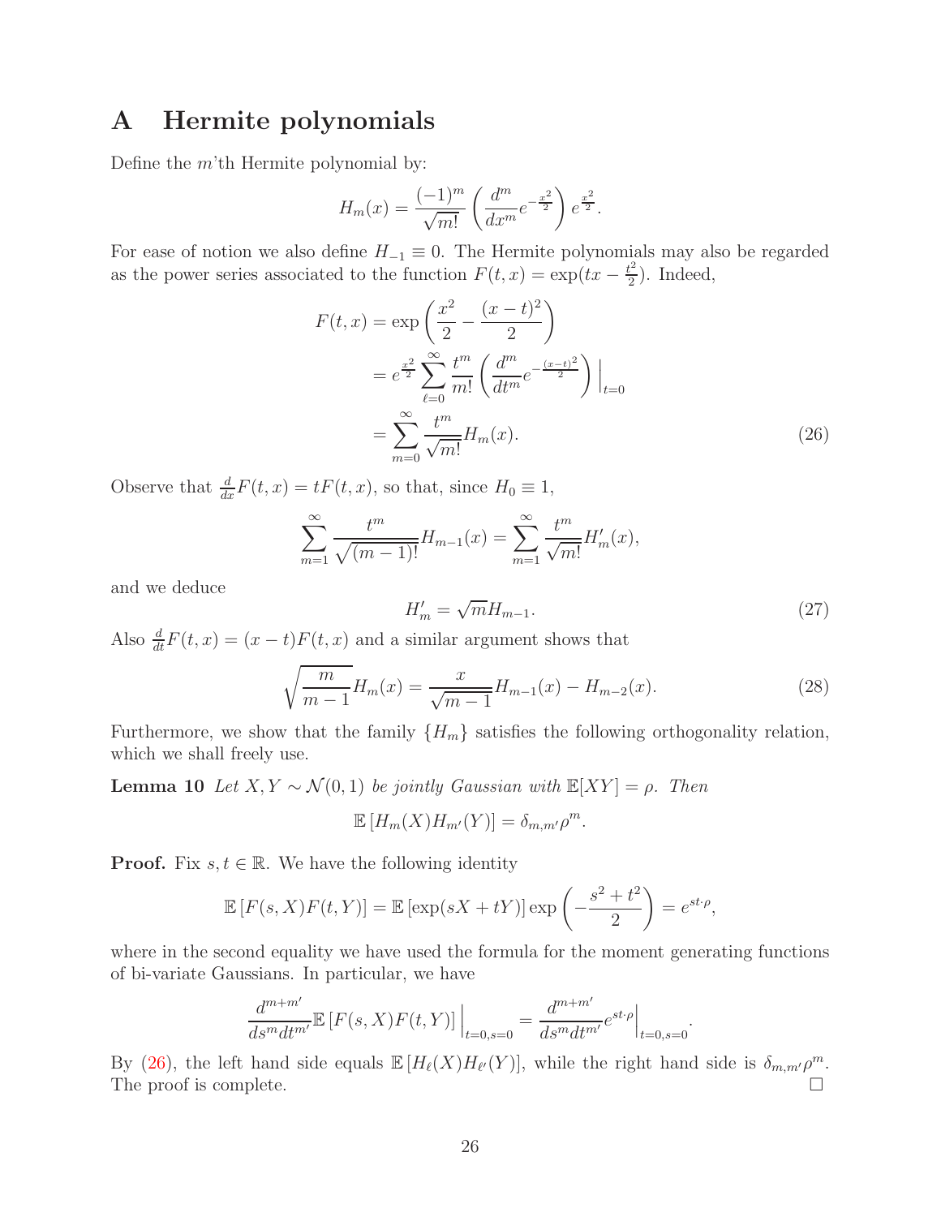# A Hermite polynomials

Define the $m$'th Hermite polynomial by:

$$H_m(x) = \frac{(-1)^m}{\sqrt{m!}} \left( \frac{d^m}{dx^m} e^{-\frac{x^2}{2}} \right) e^{\frac{x^2}{2}}.$$

For ease of notion we also define $H_{-1} \equiv 0$. The Hermite polynomials may also be regarded as the power series associated to the function $F(t,x) = \exp(tx - \frac{t^2}{2})$. Indeed,

$$\begin{aligned} F(t,x) &= \exp\left( \frac{x^2}{2} - \frac{(x-t)^2}{2} \right) \\ &= e^{\frac{x^2}{2}} \sum_{\ell=0}^{\infty} \frac{t^m}{m!} \left( \frac{d^m}{dt^m} e^{-\frac{(x-t)^2}{2}} \right) \Big|_{t=0} \\ &= \sum_{m=0}^{\infty} \frac{t^m}{\sqrt{m!}} H_m(x). \end{aligned} \tag{26}$$

Observe that $\frac{d}{dx} F(t,x) = tF(t,x)$, so that, since $H_0 \equiv 1$,

$$\sum_{m=1}^{\infty} \frac{t^m}{\sqrt{(m-1)!}} H_{m-1}(x) = \sum_{m=1}^{\infty} \frac{t^m}{\sqrt{m!}} H'_m(x),$$

and we deduce

$$H'_m = \sqrt{m} H_{m-1}. \tag{27}$$

Also $\frac{d}{dt} F(t,x) = (x-t)F(t,x)$ and a similar argument shows that

$$\sqrt{\frac{m}{m-1}} H_m(x) = \frac{x}{\sqrt{m-1}} H_{m-1}(x) - H_{m-2}(x). \tag{28}$$

Furthermore, we show that the family $\{H_m\}$ satisfies the following orthogonality relation, which we shall freely use.

**Lemma 10** *Let $X, Y \sim \mathcal{N}(0,1)$ be jointly Gaussian with $\mathbb{E}[XY] = \rho$. Then*

$$\mathbb{E}\left[H_m(X) H_{m'}(Y)\right] = \delta_{m,m'} \rho^m.$$

**Proof.** Fix $s, t \in \mathbb{R}$. We have the following identity

$$\mathbb{E}\left[F(s,X)F(t,Y)\right] = \mathbb{E}\left[\exp(sX + tY)\right] \exp\left( -\frac{s^2+t^2}{2} \right) = e^{st \cdot \rho},$$

where in the second equality we have used the formula for the moment generating functions of bi-variate Gaussians. In particular, we have

$$\frac{d^{m+m'}}{ds^m dt^{m'}} \mathbb{E}\left[F(s,X)F(t,Y)\right] \Big|_{t=0,s=0} = \frac{d^{m+m'}}{ds^m dt^{m'}} e^{st \cdot \rho} \Big|_{t=0,s=0}.$$

By (26), the left hand side equals $\mathbb{E}\left[H_\ell(X) H_{\ell'}(Y)\right]$, while the right hand side is $\delta_{m,m'} \rho^m$. The proof is complete. $\square$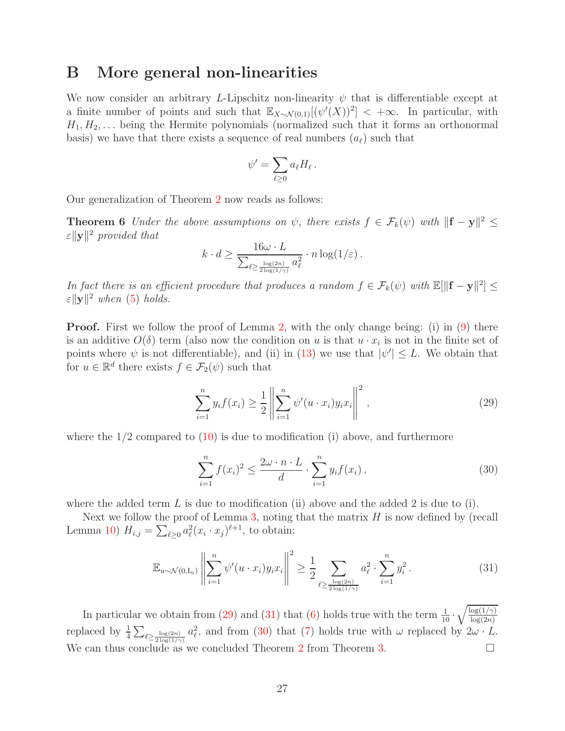# B More general non-linearities

We now consider an arbitrary $L$-Lipschitz non-linearity $\psi$ that is differentiable except at a finite number of points and such that $\mathbb{E}_{X \sim \mathcal{N}(0,1)}[(\psi'(X))^2] < +\infty$. In particular, with $H_1, H_2, \dots$ being the Hermite polynomials (normalized such that it forms an orthonormal basis) we have that there exists a sequence of real numbers $(a_\ell)$ such that

$$\psi' = \sum_{\ell \geq 0} a_\ell H_\ell \,.$$

Our generalization of Theorem 2 now reads as follows:

**Theorem 6** *Under the above assumptions on $\psi$, there exists $f \in \mathcal{F}_k(\psi)$ with $\|\mathbf{f} - \mathbf{y}\|^2 \leq \varepsilon \|\mathbf{y}\|^2$ provided that*

$$k \cdot d \geq \frac{16\omega \cdot L}{\sum_{\ell \geq \frac{\log(2n)}{2\log(1/\gamma)}} a_\ell^2} \cdot n \log(1/\varepsilon) \,.$$

*In fact there is an efficient procedure that produces a random $f \in \mathcal{F}_k(\psi)$ with $\mathbb{E}[\|\mathbf{f} - \mathbf{y}\|^2] \leq \varepsilon \|\mathbf{y}\|^2$ when (5) holds.*

**Proof.** First we follow the proof of Lemma 2, with the only change being: (i) in (9) there is an additive $O(\delta)$ term (also now the condition on $u$ is that $u \cdot x_i$ is not in the finite set of points where $\psi$ is not differentiable), and (ii) in (13) we use that $|\psi'| \leq L$. We obtain that for $u \in \mathbb{R}^d$ there exists $f \in \mathcal{F}_2(\psi)$ such that

$$\sum_{i=1}^n y_i f(x_i) \geq \frac{1}{2} \left\| \sum_{i=1}^n \psi'(u \cdot x_i) y_i x_i \right\|^2 , \tag{29}$$

where the $1/2$ compared to (10) is due to modification (i) above, and furthermore

$$\sum_{i=1}^n f(x_i)^2 \leq \frac{2\omega \cdot n \cdot L}{d} \cdot \sum_{i=1}^n y_i f(x_i) \,, \tag{30}$$

where the added term $L$ is due to modification (ii) above and the added 2 is due to (i).

Next we follow the proof of Lemma 3, noting that the matrix $H$ is now defined by (recall Lemma 10) $H_{i,j} = \sum_{\ell \geq 0} a_\ell^2 (x_i \cdot x_j)^{\ell+1}$, to obtain:

$$\mathbb{E}_{u \sim \mathcal{N}(0, \mathrm{I}_n)} \left\| \sum_{i=1}^n \psi'(u \cdot x_i) y_i x_i \right\|^2 \geq \frac{1}{2} \sum_{\ell \geq \frac{\log(2n)}{2\log(1/\gamma)}} a_\ell^2 \cdot \sum_{i=1}^n y_i^2 \,. \tag{31}$$

In particular we obtain from (29) and (31) that (6) holds true with the term $\frac{1}{10} \cdot \sqrt{\frac{\log(1/\gamma)}{\log(2n)}}$ replaced by $\frac{1}{4} \sum_{\ell \geq \frac{\log(2n)}{2\log(1/\gamma)}} a_\ell^2$, and from (30) that (7) holds true with $\omega$ replaced by $2\omega \cdot L$. We can thus conclude as we concluded Theorem 2 from Theorem 3. $\square$